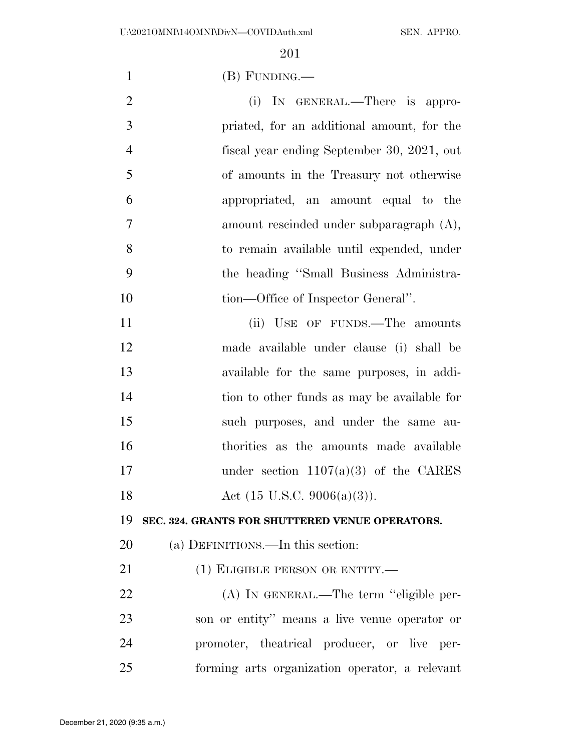(B) FUNDING.—

(i) IN GENERAL.—There is appropriated, for an additional amount, for the fiscal year ending September 30, 2021, out of amounts in the Treasury not otherwise appropriated, an amount equal to the amount rescinded under subparagraph (A), to remain available until expended, under the heading "Small Business Administration—Office of Inspector General".

(ii) USE OF FUNDS.—The amounts made available under clause (i) shall be available for the same purposes, in addition to other funds as may be available for such purposes, and under the same authorities as the amounts made available under section 1107(a)(3) of the CARES Act (15 U.S.C. 9006(a)(3)).

**SEC. 324. GRANTS FOR SHUTTERED VENUE OPERATORS.**

(a) DEFINITIONS.—In this section:

(1) ELIGIBLE PERSON OR ENTITY.—

(A) IN GENERAL.—The term "eligible person or entity" means a live venue operator or promoter, theatrical producer, or live performing arts organization operator, a relevant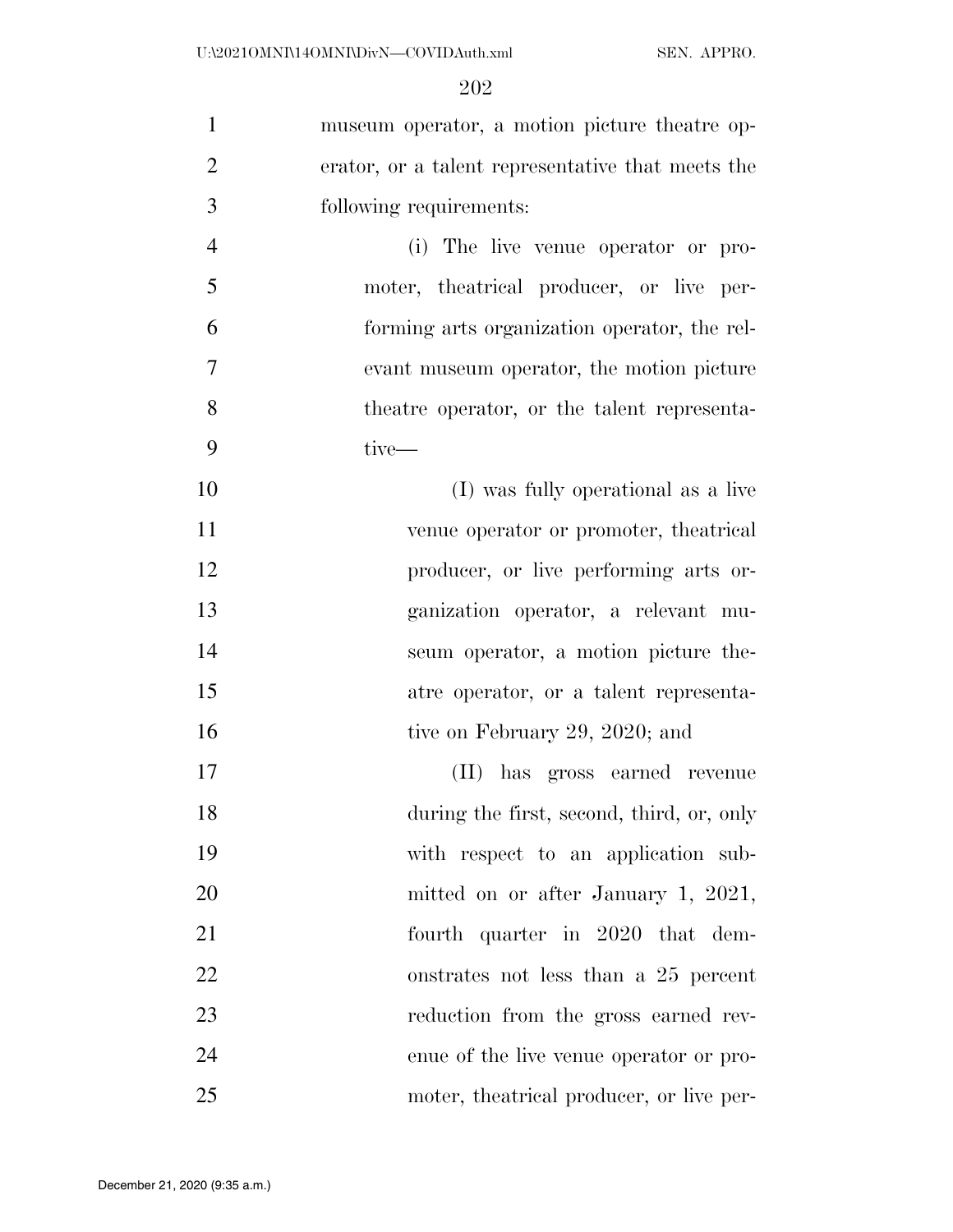museum operator, a motion picture theatre operator, or a talent representative that meets the following requirements:

(i) The live venue operator or promoter, theatrical producer, or live performing arts organization operator, the relevant museum operator, the motion picture theatre operator, or the talent representative—

(I) was fully operational as a live venue operator or promoter, theatrical producer, or live performing arts organization operator, a relevant museum operator, a motion picture theatre operator, or a talent representative on February 29, 2020; and

(II) has gross earned revenue during the first, second, third, or, only with respect to an application submitted on or after January 1, 2021, fourth quarter in 2020 that demonstrates not less than a 25 percent reduction from the gross earned revenue of the live venue operator or promoter, theatrical producer, or live per-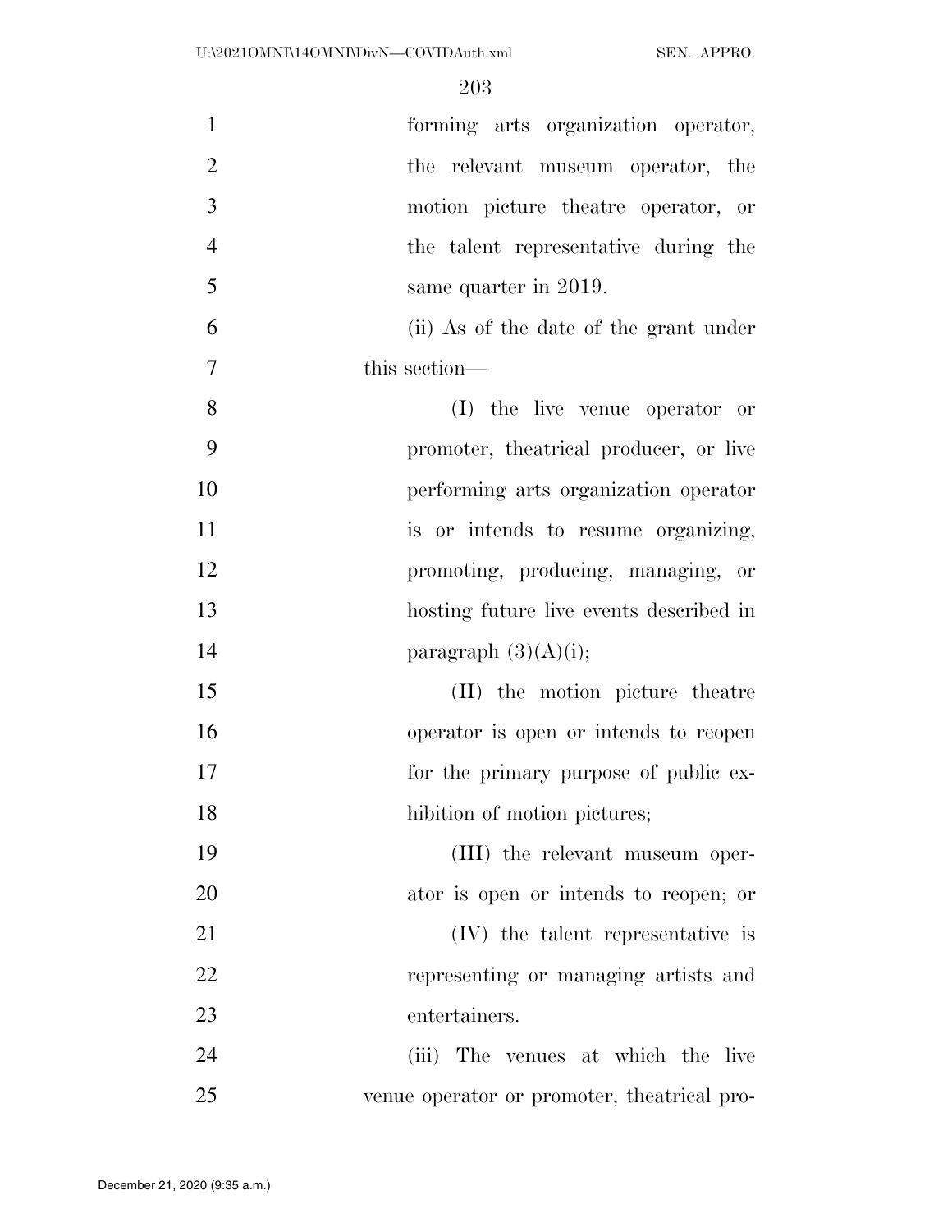forming arts organization operator, the relevant museum operator, the motion picture theatre operator, or the talent representative during the same quarter in 2019.

(ii) As of the date of the grant under this section—

(I) the live venue operator or promoter, theatrical producer, or live performing arts organization operator is or intends to resume organizing, promoting, producing, managing, or hosting future live events described in paragraph (3)(A)(i);

(II) the motion picture theatre operator is open or intends to reopen for the primary purpose of public exhibition of motion pictures;

(III) the relevant museum operator is open or intends to reopen; or

(IV) the talent representative is representing or managing artists and entertainers.

(iii) The venues at which the live venue operator or promoter, theatrical pro-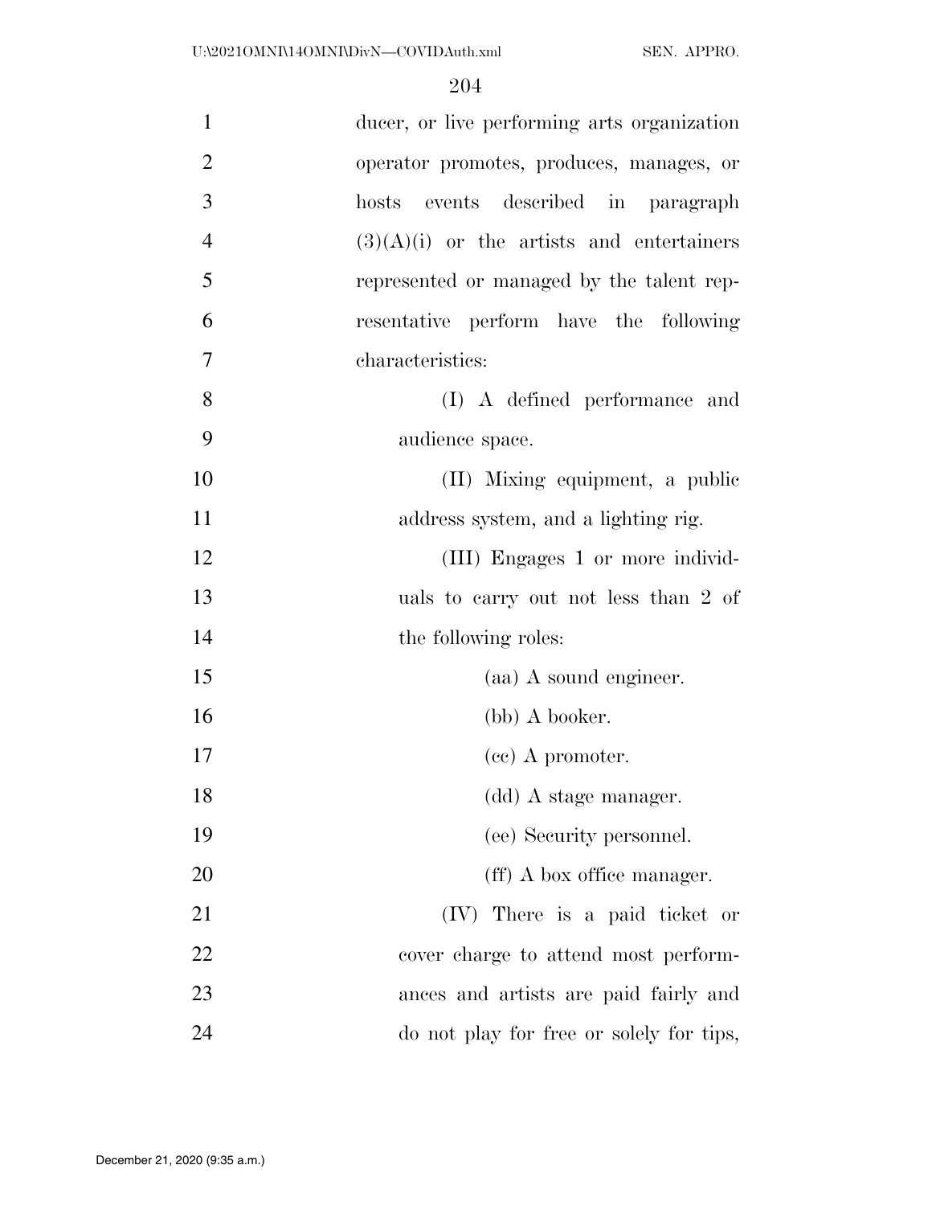ducer, or live performing arts organization operator promotes, produces, manages, or hosts events described in paragraph (3)(A)(i) or the artists and entertainers represented or managed by the talent representative perform have the following characteristics:

(I) A defined performance and audience space.

(II) Mixing equipment, a public address system, and a lighting rig.

(III) Engages 1 or more individuals to carry out not less than 2 of the following roles:

(aa) A sound engineer.

(bb) A booker.

(cc) A promoter.

(dd) A stage manager.

(ee) Security personnel.

(ff) A box office manager.

(IV) There is a paid ticket or cover charge to attend most performances and artists are paid fairly and do not play for free or solely for tips,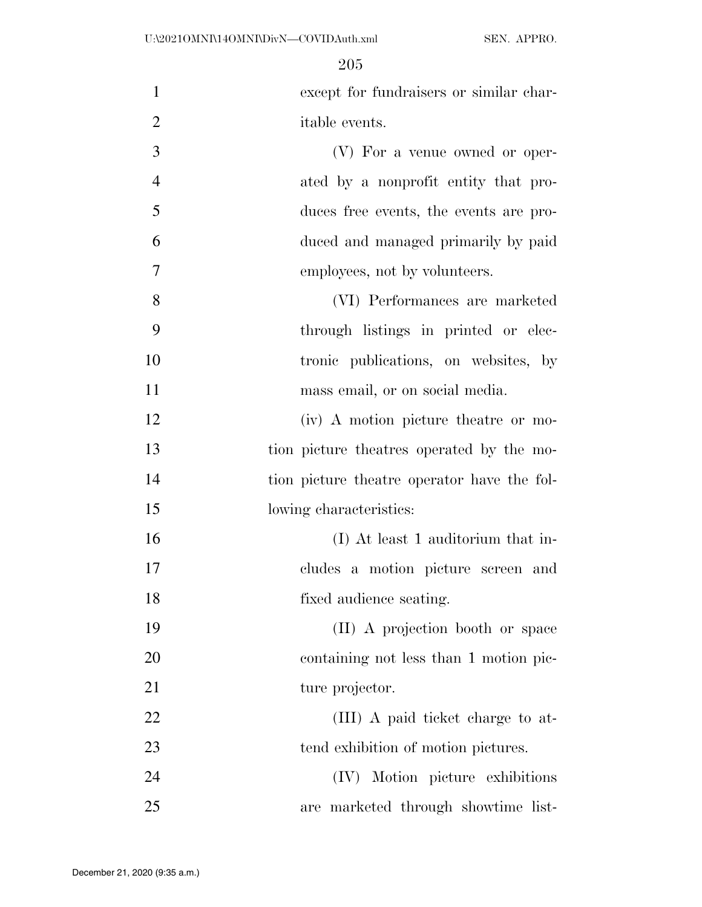except for fundraisers or similar charitable events.

(V) For a venue owned or operated by a nonprofit entity that produces free events, the events are produced and managed primarily by paid employees, not by volunteers.

(VI) Performances are marketed through listings in printed or electronic publications, on websites, by mass email, or on social media.

(iv) A motion picture theatre or motion picture theatres operated by the motion picture theatre operator have the following characteristics:

(I) At least 1 auditorium that includes a motion picture screen and fixed audience seating.

(II) A projection booth or space containing not less than 1 motion picture projector.

(III) A paid ticket charge to attend exhibition of motion pictures.

(IV) Motion picture exhibitions are marketed through showtime list-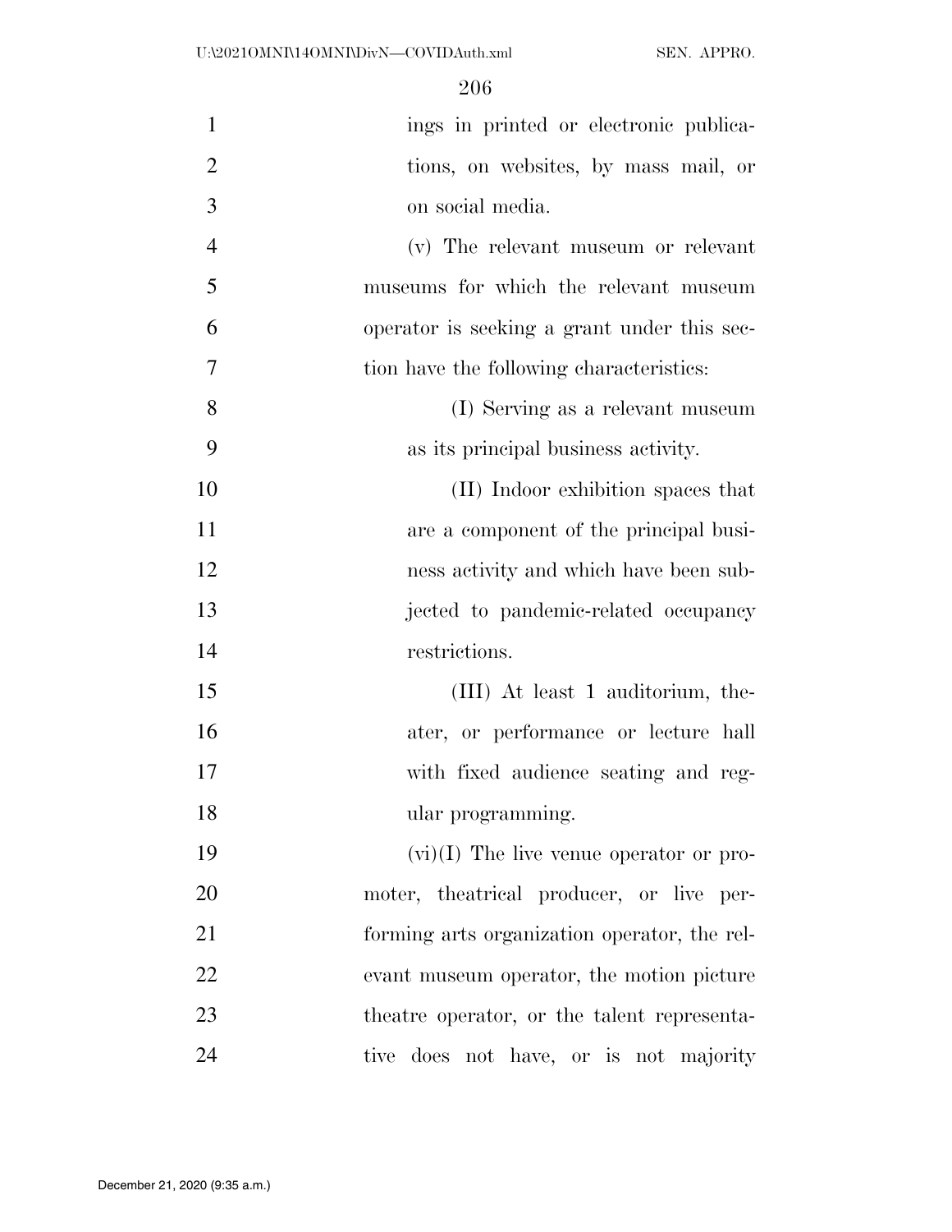ings in printed or electronic publications, on websites, by mass mail, or on social media.

(v) The relevant museum or relevant museums for which the relevant museum operator is seeking a grant under this section have the following characteristics:

(I) Serving as a relevant museum as its principal business activity.

(II) Indoor exhibition spaces that are a component of the principal business activity and which have been subjected to pandemic-related occupancy restrictions.

(III) At least 1 auditorium, theater, or performance or lecture hall with fixed audience seating and regular programming.

(vi)(I) The live venue operator or promoter, theatrical producer, or live performing arts organization operator, the relevant museum operator, the motion picture theatre operator, or the talent representative does not have, or is not majority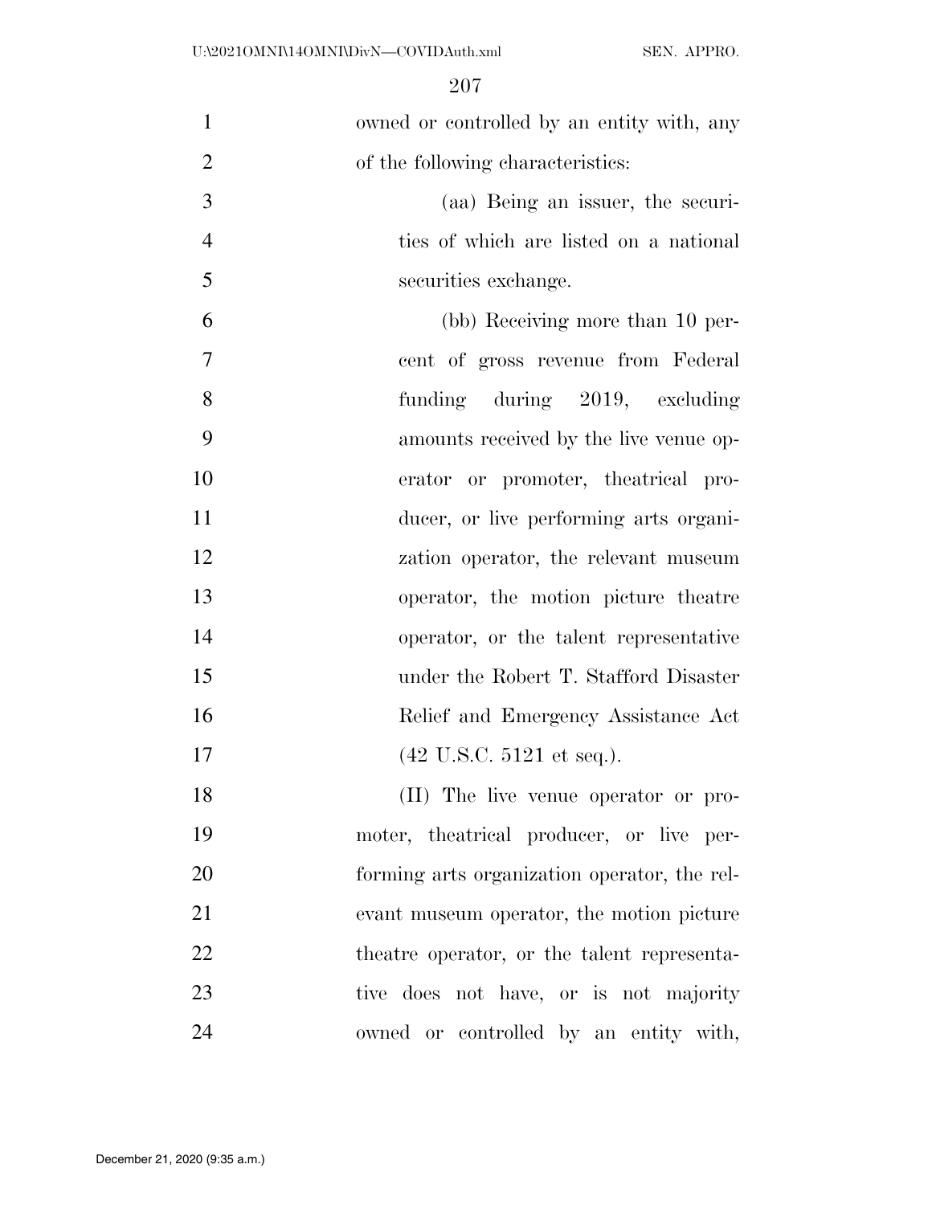owned or controlled by an entity with, any of the following characteristics:

(aa) Being an issuer, the securities of which are listed on a national securities exchange.

(bb) Receiving more than 10 percent of gross revenue from Federal funding during 2019, excluding amounts received by the live venue operator or promoter, theatrical producer, or live performing arts organization operator, the relevant museum operator, the motion picture theatre operator, or the talent representative under the Robert T. Stafford Disaster Relief and Emergency Assistance Act (42 U.S.C. 5121 et seq.).

(II) The live venue operator or promoter, theatrical producer, or live performing arts organization operator, the relevant museum operator, the motion picture theatre operator, or the talent representative does not have, or is not majority owned or controlled by an entity with,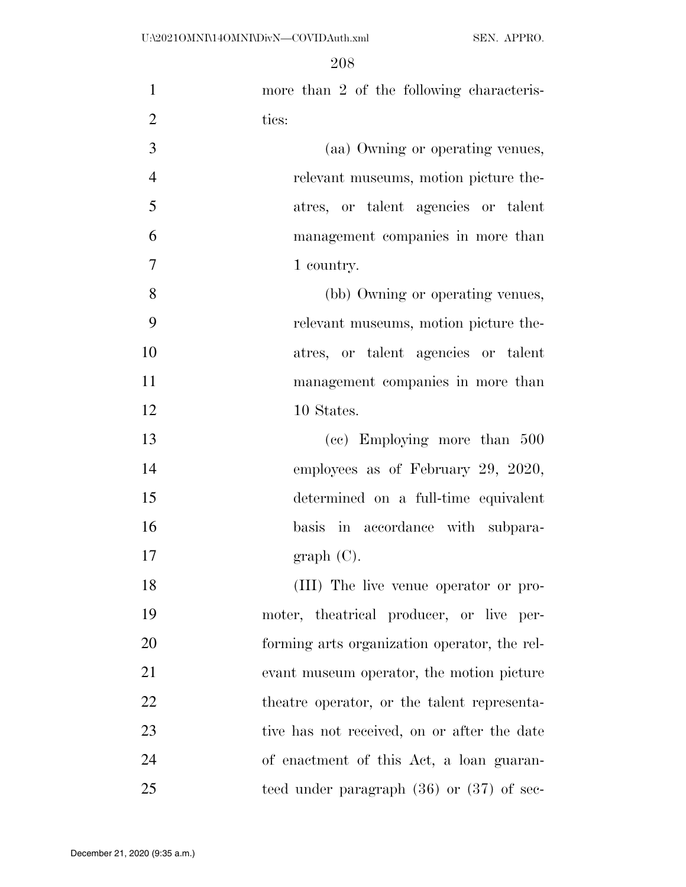more than 2 of the following characteristics:

(aa) Owning or operating venues, relevant museums, motion picture theatres, or talent agencies or talent management companies in more than 1 country.

(bb) Owning or operating venues, relevant museums, motion picture theatres, or talent agencies or talent management companies in more than 10 States.

(cc) Employing more than 500 employees as of February 29, 2020, determined on a full-time equivalent basis in accordance with subparagraph (C).

(III) The live venue operator or promoter, theatrical producer, or live performing arts organization operator, the relevant museum operator, the motion picture theatre operator, or the talent representative has not received, on or after the date of enactment of this Act, a loan guaranteed under paragraph (36) or (37) of sec-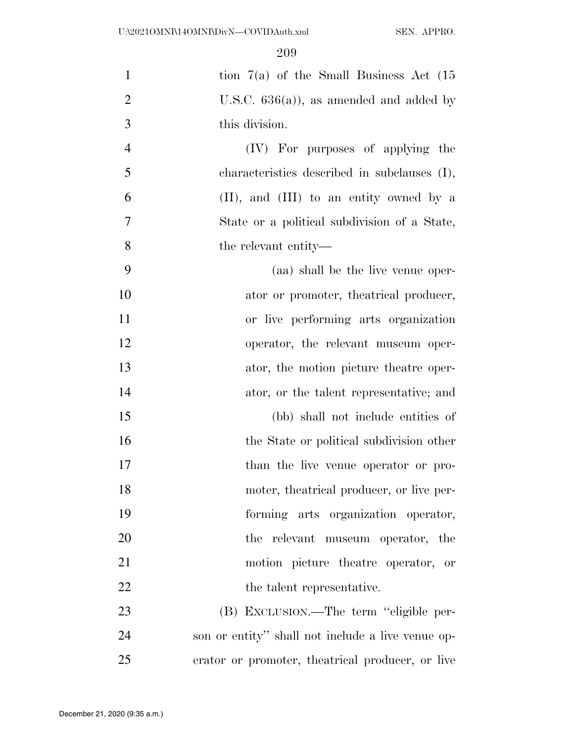tion 7(a) of the Small Business Act (15 U.S.C. 636(a)), as amended and added by this division.

(IV) For purposes of applying the characteristics described in subclauses (I), (II), and (III) to an entity owned by a State or a political subdivision of a State, the relevant entity—

(aa) shall be the live venue operator or promoter, theatrical producer, or live performing arts organization operator, the relevant museum operator, the motion picture theatre operator, or the talent representative; and

(bb) shall not include entities of the State or political subdivision other than the live venue operator or promoter, theatrical producer, or live performing arts organization operator, the relevant museum operator, the motion picture theatre operator, or the talent representative.

(B) EXCLUSION.—The term "eligible person or entity" shall not include a live venue operator or promoter, theatrical producer, or live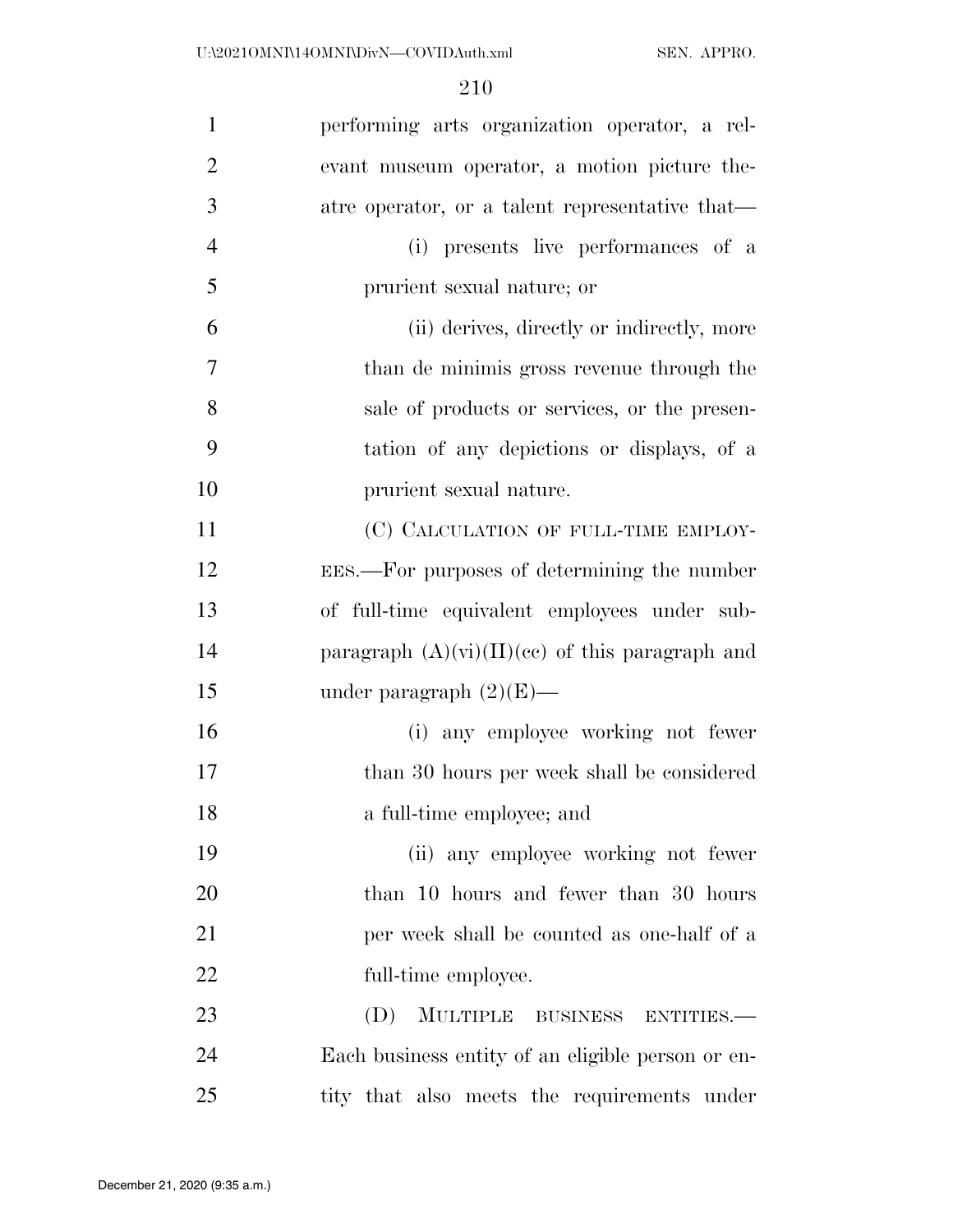performing arts organization operator, a relevant museum operator, a motion picture theatre operator, or a talent representative that—

(i) presents live performances of a prurient sexual nature; or

(ii) derives, directly or indirectly, more than de minimis gross revenue through the sale of products or services, or the presentation of any depictions or displays, of a prurient sexual nature.

(C) CALCULATION OF FULL-TIME EMPLOYEES.—For purposes of determining the number of full-time equivalent employees under subparagraph (A)(vi)(II)(cc) of this paragraph and under paragraph (2)(E)—

(i) any employee working not fewer than 30 hours per week shall be considered a full-time employee; and

(ii) any employee working not fewer than 10 hours and fewer than 30 hours per week shall be counted as one-half of a full-time employee.

(D) MULTIPLE BUSINESS ENTITIES.—Each business entity of an eligible person or entity that also meets the requirements under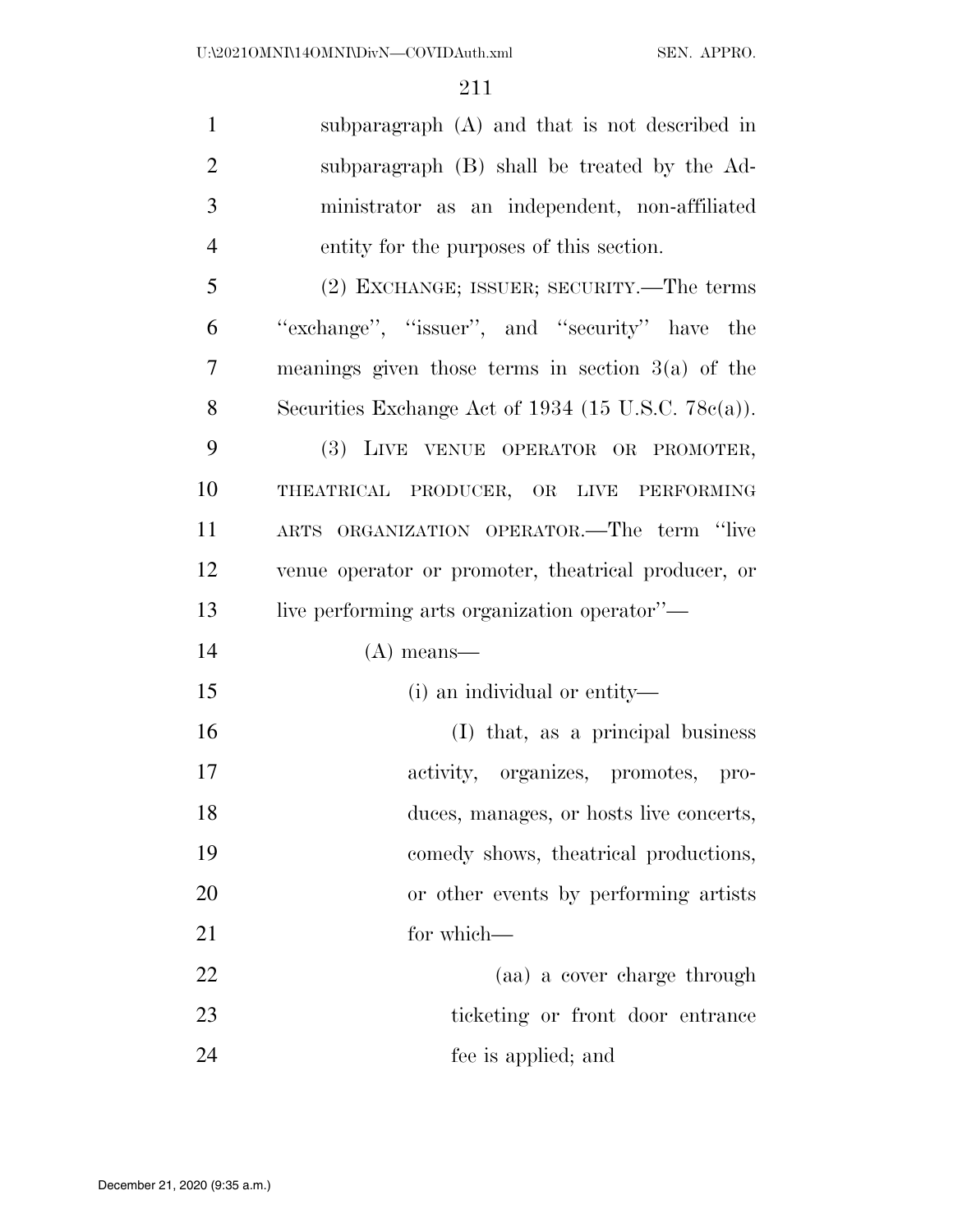subparagraph (A) and that is not described in subparagraph (B) shall be treated by the Administrator as an independent, non-affiliated entity for the purposes of this section.

(2) EXCHANGE; ISSUER; SECURITY.—The terms ''exchange'', ''issuer'', and ''security'' have the meanings given those terms in section 3(a) of the Securities Exchange Act of 1934 (15 U.S.C. 78c(a)).

(3) LIVE VENUE OPERATOR OR PROMOTER, THEATRICAL PRODUCER, OR LIVE PERFORMING ARTS ORGANIZATION OPERATOR.—The term ''live venue operator or promoter, theatrical producer, or live performing arts organization operator''—

(A) means—

(i) an individual or entity—

(I) that, as a principal business activity, organizes, promotes, produces, manages, or hosts live concerts, comedy shows, theatrical productions, or other events by performing artists for which—

(aa) a cover charge through ticketing or front door entrance fee is applied; and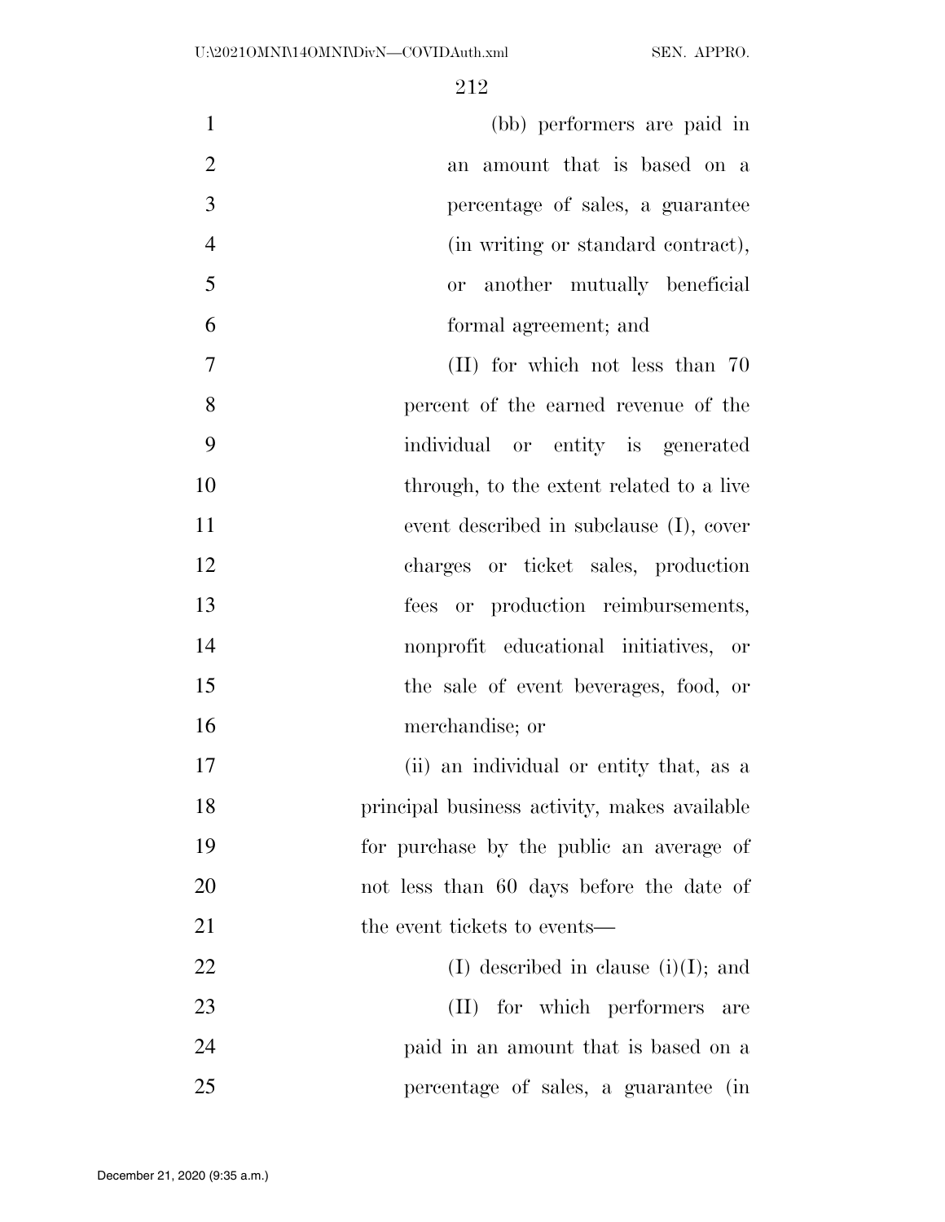(bb) performers are paid in an amount that is based on a percentage of sales, a guarantee (in writing or standard contract), or another mutually beneficial formal agreement; and

(II) for which not less than 70 percent of the earned revenue of the individual or entity is generated through, to the extent related to a live event described in subclause (I), cover charges or ticket sales, production fees or production reimbursements, nonprofit educational initiatives, or the sale of event beverages, food, or merchandise; or

(ii) an individual or entity that, as a principal business activity, makes available for purchase by the public an average of not less than 60 days before the date of the event tickets to events—

(I) described in clause (i)(I); and

(II) for which performers are paid in an amount that is based on a percentage of sales, a guarantee (in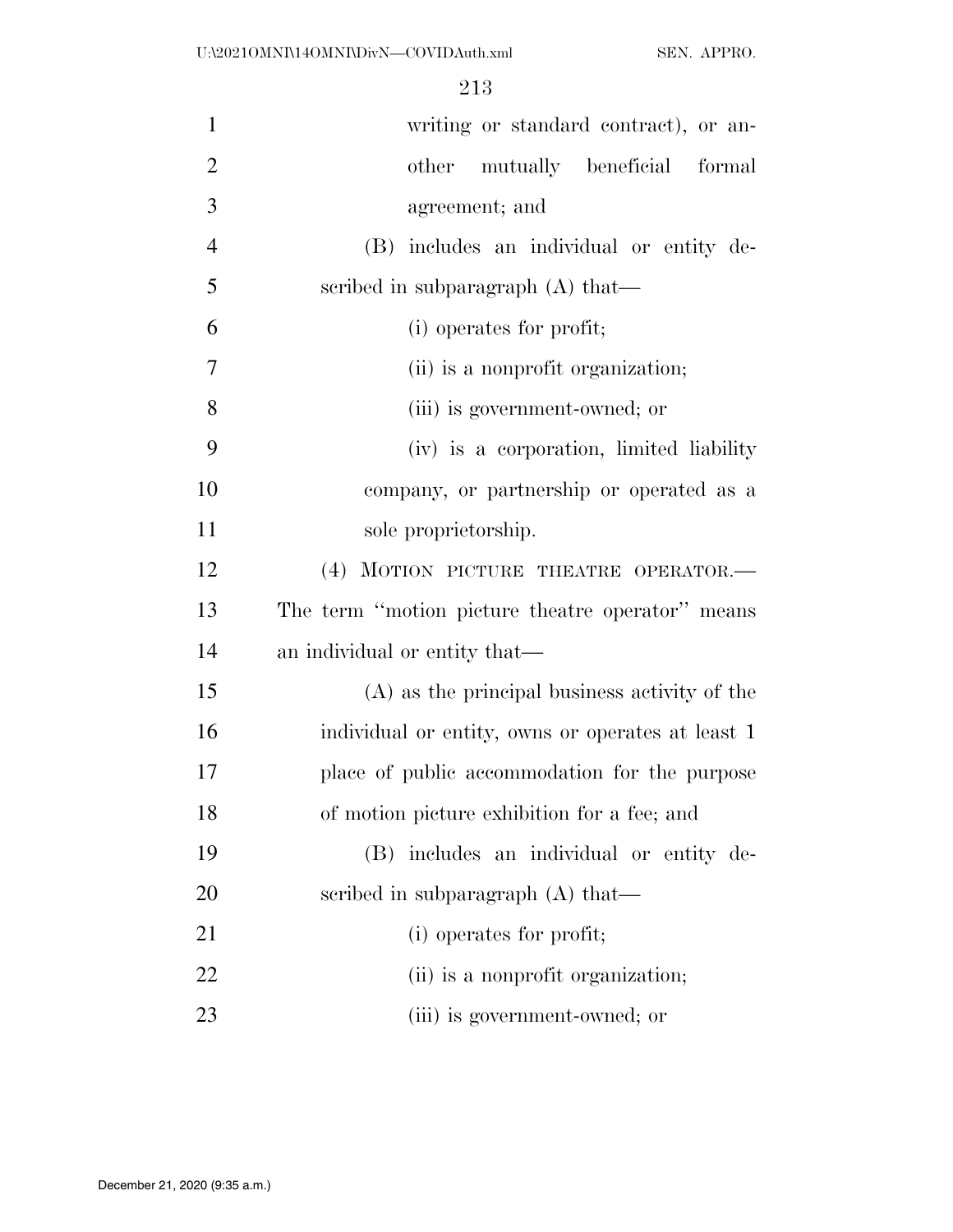writing or standard contract), or another mutually beneficial formal agreement; and

(B) includes an individual or entity described in subparagraph (A) that—

(i) operates for profit;

(ii) is a nonprofit organization;

(iii) is government-owned; or

(iv) is a corporation, limited liability company, or partnership or operated as a sole proprietorship.

(4) MOTION PICTURE THEATRE OPERATOR.— The term "motion picture theatre operator" means an individual or entity that—

(A) as the principal business activity of the individual or entity, owns or operates at least 1 place of public accommodation for the purpose of motion picture exhibition for a fee; and

(B) includes an individual or entity described in subparagraph (A) that—

(i) operates for profit;

(ii) is a nonprofit organization;

(iii) is government-owned; or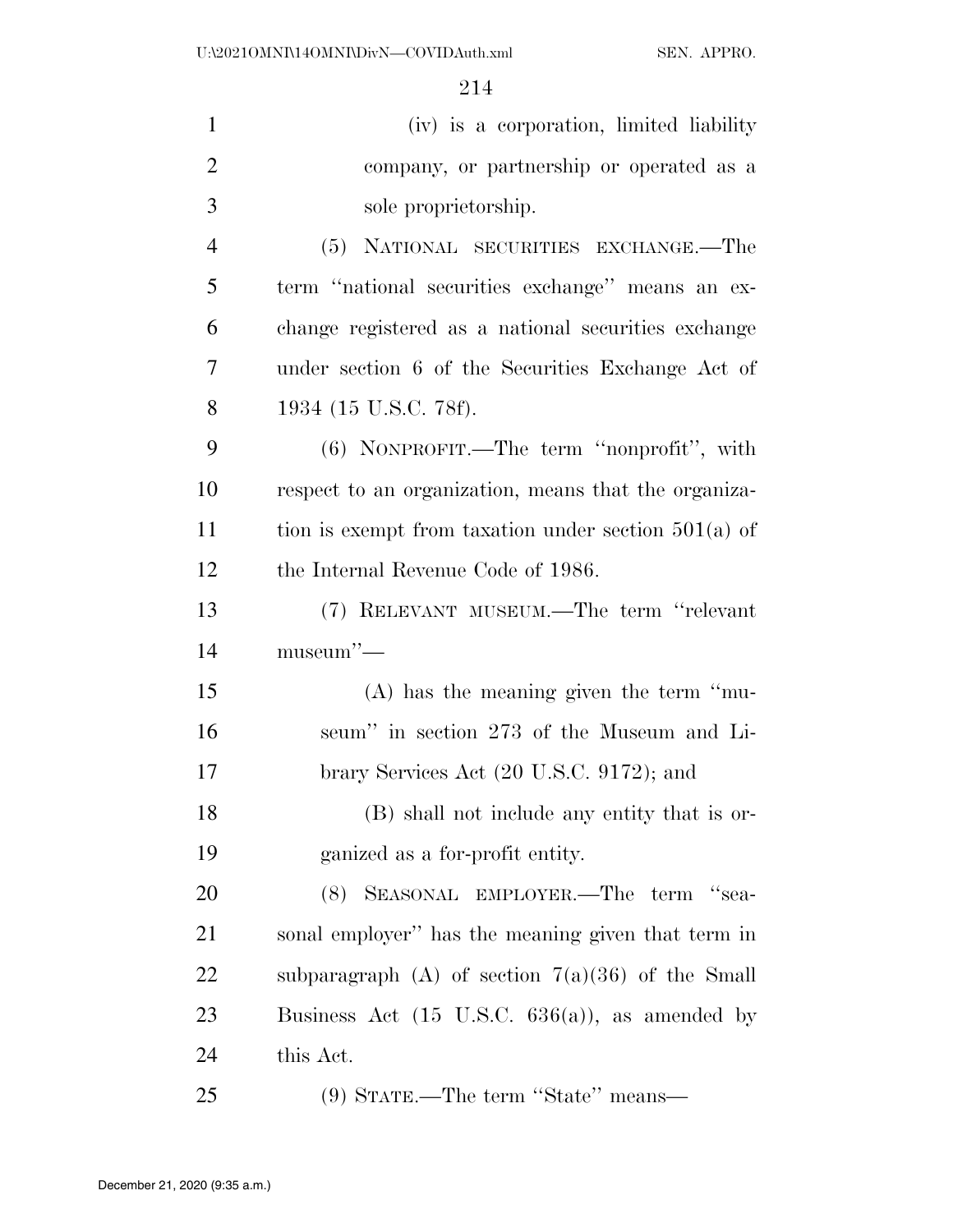(iv) is a corporation, limited liability company, or partnership or operated as a sole proprietorship.

(5) NATIONAL SECURITIES EXCHANGE.—The term ''national securities exchange'' means an exchange registered as a national securities exchange under section 6 of the Securities Exchange Act of 1934 (15 U.S.C. 78f).

(6) NONPROFIT.—The term ''nonprofit'', with respect to an organization, means that the organization is exempt from taxation under section 501(a) of the Internal Revenue Code of 1986.

(7) RELEVANT MUSEUM.—The term ''relevant museum''—

(A) has the meaning given the term ''museum'' in section 273 of the Museum and Library Services Act (20 U.S.C. 9172); and

(B) shall not include any entity that is organized as a for-profit entity.

(8) SEASONAL EMPLOYER.—The term ''seasonal employer'' has the meaning given that term in subparagraph (A) of section 7(a)(36) of the Small Business Act (15 U.S.C. 636(a)), as amended by this Act.

(9) STATE.—The term ''State'' means—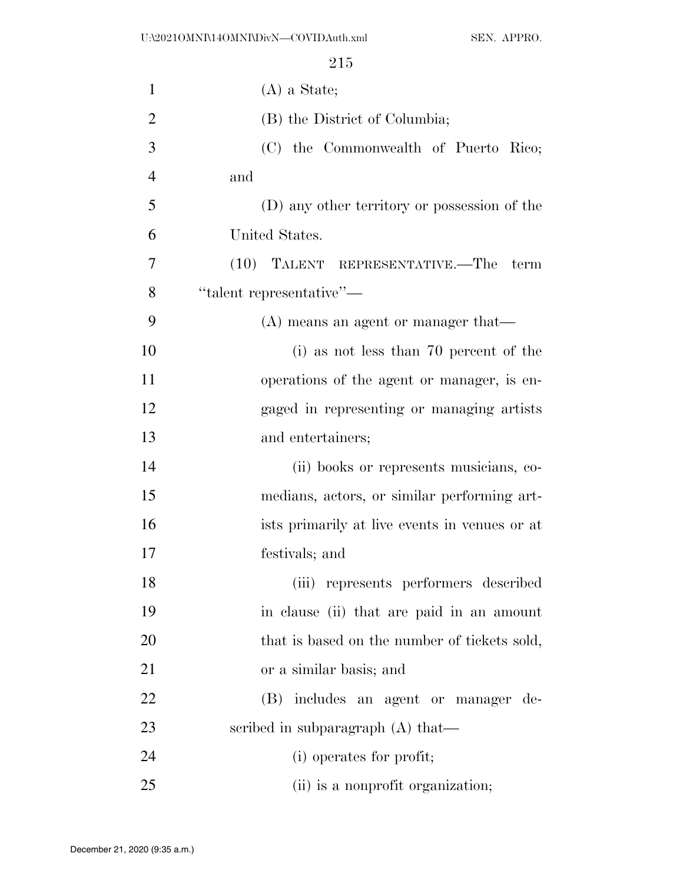(A) a State;

(B) the District of Columbia;

(C) the Commonwealth of Puerto Rico; and

(D) any other territory or possession of the United States.

(10) TALENT REPRESENTATIVE.—The term ''talent representative''—

(A) means an agent or manager that—

(i) as not less than 70 percent of the operations of the agent or manager, is engaged in representing or managing artists and entertainers;

(ii) books or represents musicians, comedians, actors, or similar performing artists primarily at live events in venues or at festivals; and

(iii) represents performers described in clause (ii) that are paid in an amount that is based on the number of tickets sold, or a similar basis; and

(B) includes an agent or manager described in subparagraph (A) that—

(i) operates for profit;

(ii) is a nonprofit organization;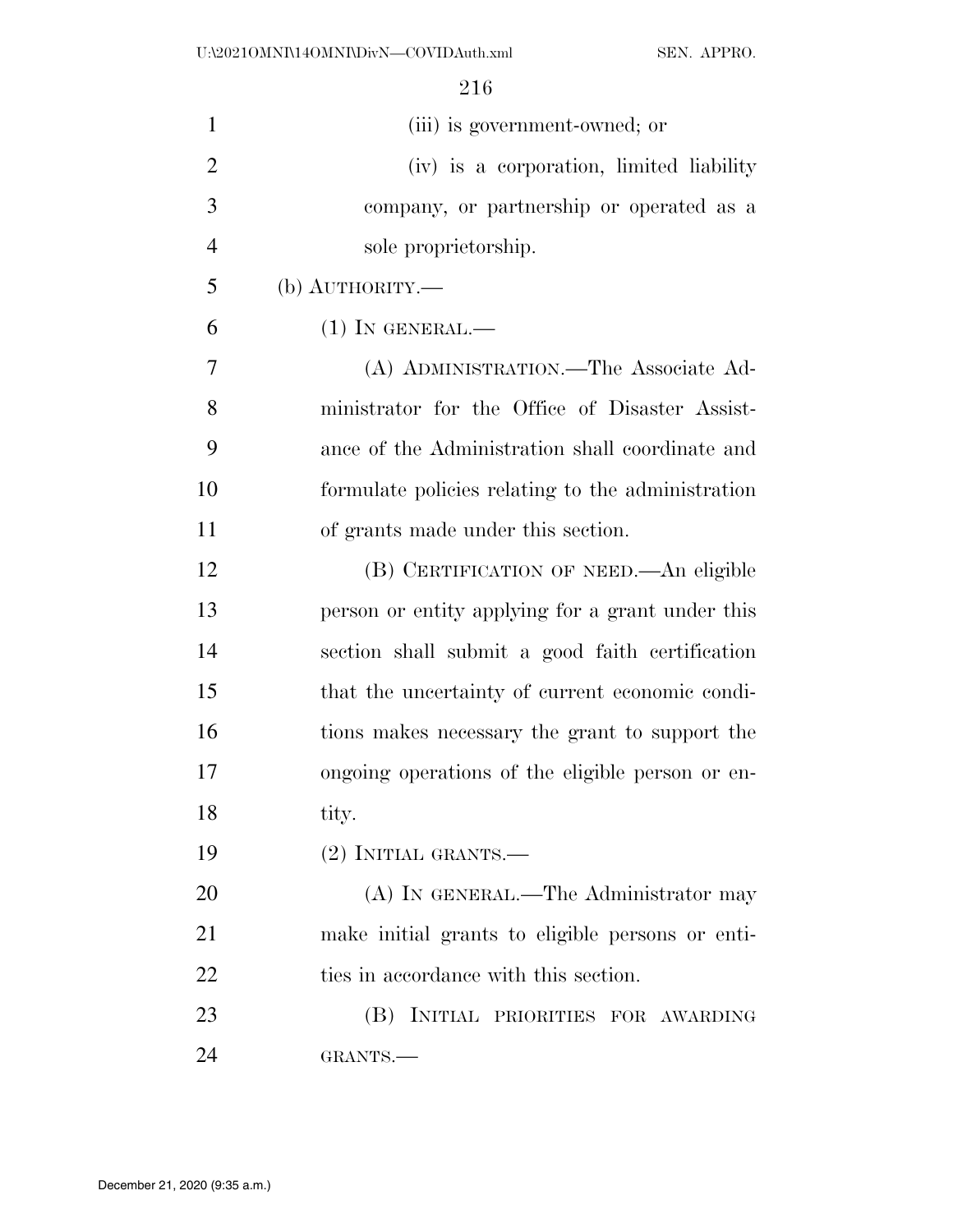(iii) is government-owned; or

(iv) is a corporation, limited liability company, or partnership or operated as a sole proprietorship.

(b) AUTHORITY.—

(1) IN GENERAL.—

(A) ADMINISTRATION.—The Associate Administrator for the Office of Disaster Assistance of the Administration shall coordinate and formulate policies relating to the administration of grants made under this section.

(B) CERTIFICATION OF NEED.—An eligible person or entity applying for a grant under this section shall submit a good faith certification that the uncertainty of current economic conditions makes necessary the grant to support the ongoing operations of the eligible person or entity.

(2) INITIAL GRANTS.—

(A) IN GENERAL.—The Administrator may make initial grants to eligible persons or entities in accordance with this section.

(B) INITIAL PRIORITIES FOR AWARDING GRANTS.—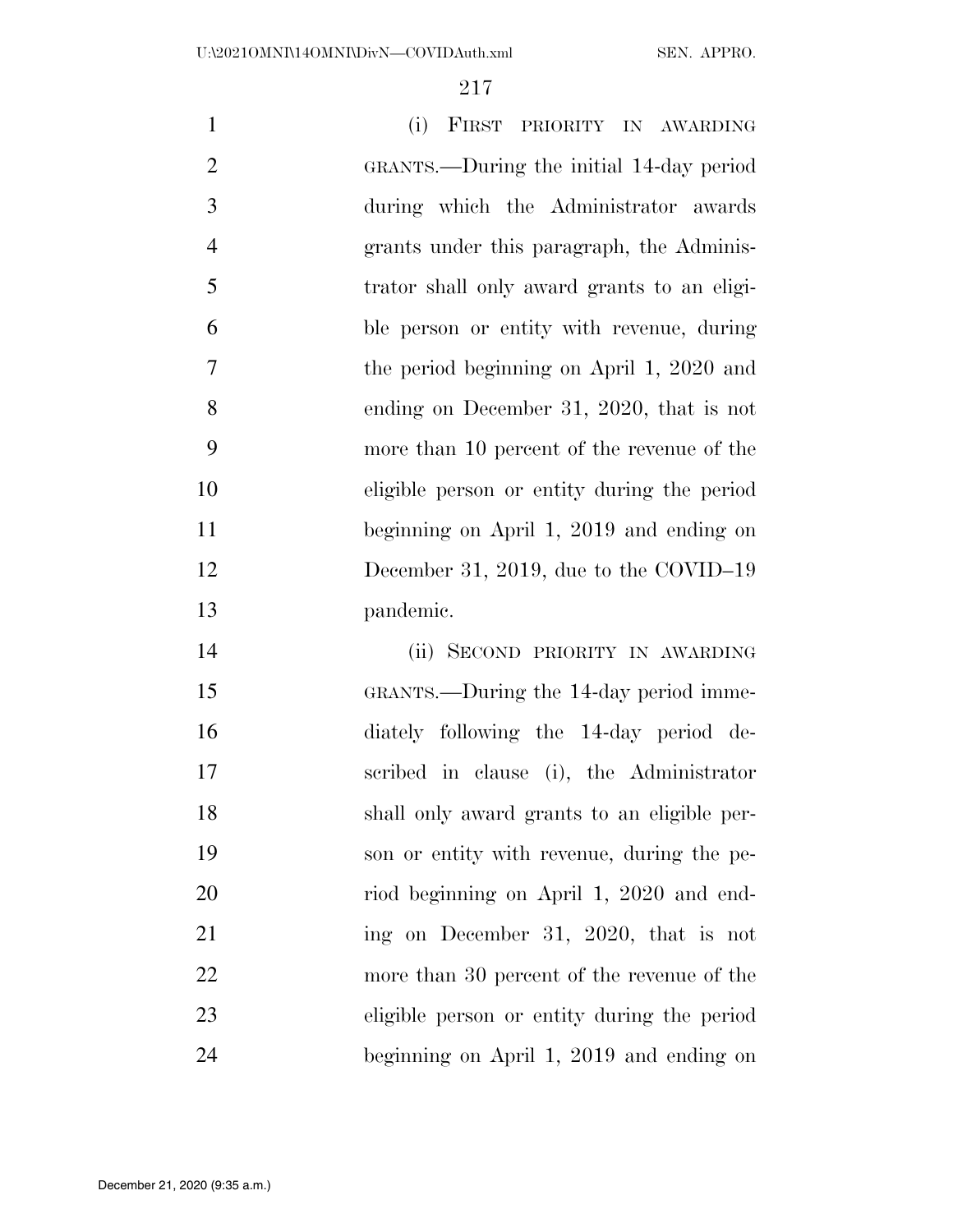(i) FIRST PRIORITY IN AWARDING GRANTS.—During the initial 14-day period during which the Administrator awards grants under this paragraph, the Administrator shall only award grants to an eligible person or entity with revenue, during the period beginning on April 1, 2020 and ending on December 31, 2020, that is not more than 10 percent of the revenue of the eligible person or entity during the period beginning on April 1, 2019 and ending on December 31, 2019, due to the COVID–19 pandemic.

(ii) SECOND PRIORITY IN AWARDING GRANTS.—During the 14-day period immediately following the 14-day period described in clause (i), the Administrator shall only award grants to an eligible person or entity with revenue, during the period beginning on April 1, 2020 and ending on December 31, 2020, that is not more than 30 percent of the revenue of the eligible person or entity during the period beginning on April 1, 2019 and ending on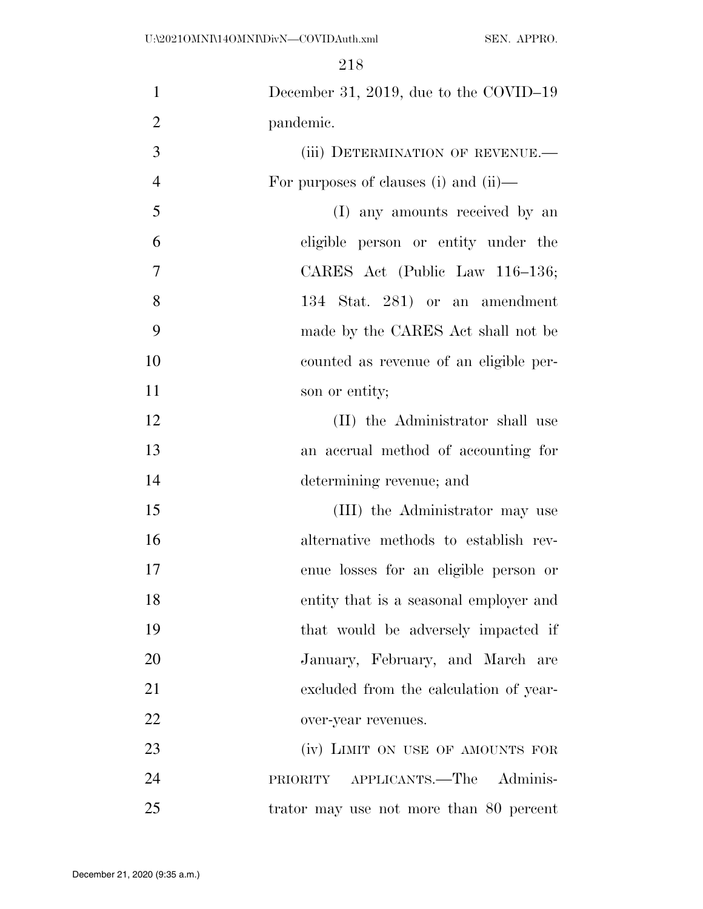December 31, 2019, due to the COVID–19 pandemic.

(iii) DETERMINATION OF REVENUE.—For purposes of clauses (i) and (ii)—

(I) any amounts received by an eligible person or entity under the CARES Act (Public Law 116–136; 134 Stat. 281) or an amendment made by the CARES Act shall not be counted as revenue of an eligible person or entity;

(II) the Administrator shall use an accrual method of accounting for determining revenue; and

(III) the Administrator may use alternative methods to establish revenue losses for an eligible person or entity that is a seasonal employer and that would be adversely impacted if January, February, and March are excluded from the calculation of year-over-year revenues.

(iv) LIMIT ON USE OF AMOUNTS FOR PRIORITY APPLICANTS.—The Administrator may use not more than 80 percent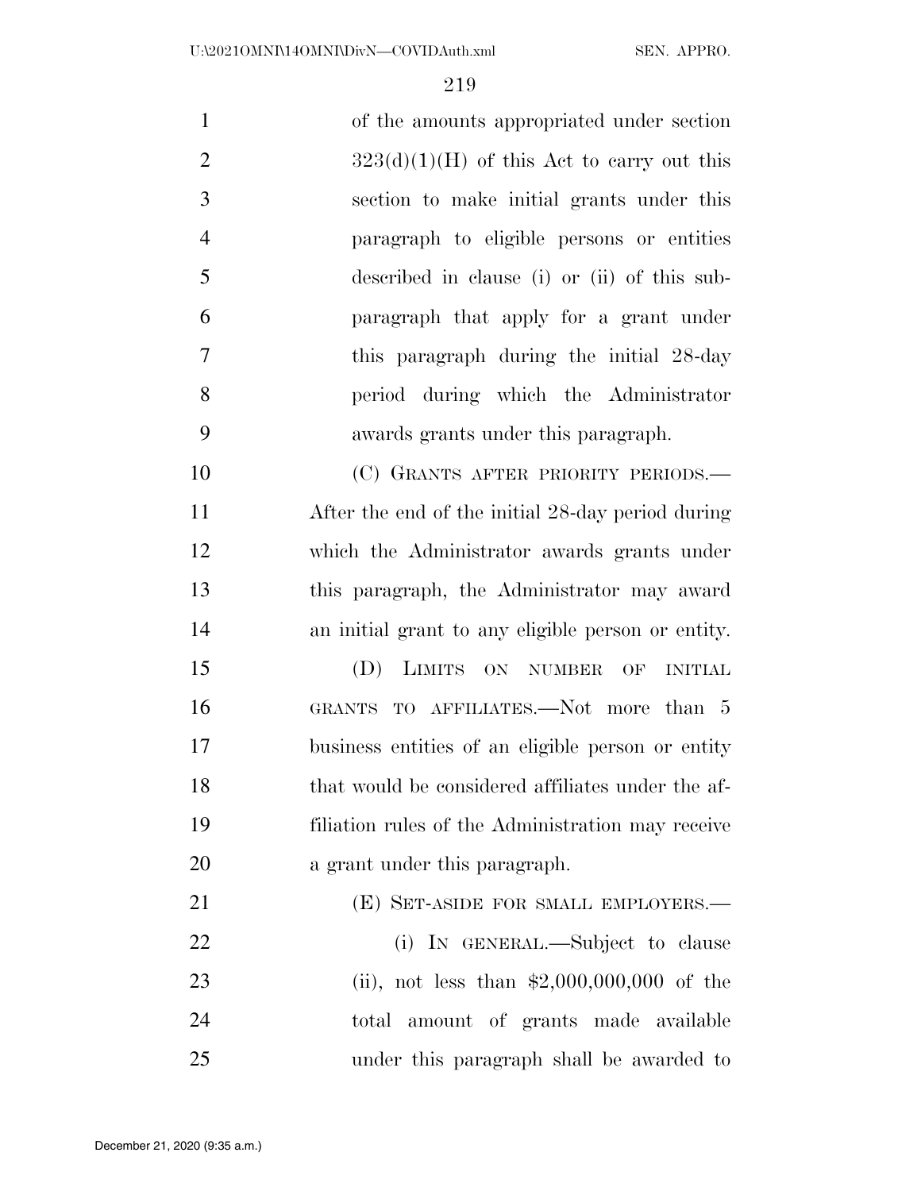of the amounts appropriated under section 323(d)(1)(H) of this Act to carry out this section to make initial grants under this paragraph to eligible persons or entities described in clause (i) or (ii) of this subparagraph that apply for a grant under this paragraph during the initial 28-day period during which the Administrator awards grants under this paragraph.

(C) GRANTS AFTER PRIORITY PERIODS.—After the end of the initial 28-day period during which the Administrator awards grants under this paragraph, the Administrator may award an initial grant to any eligible person or entity.

(D) LIMITS ON NUMBER OF INITIAL GRANTS TO AFFILIATES.—Not more than 5 business entities of an eligible person or entity that would be considered affiliates under the affiliation rules of the Administration may receive a grant under this paragraph.

(E) SET-ASIDE FOR SMALL EMPLOYERS.—

(i) IN GENERAL.—Subject to clause (ii), not less than $2,000,000,000 of the total amount of grants made available under this paragraph shall be awarded to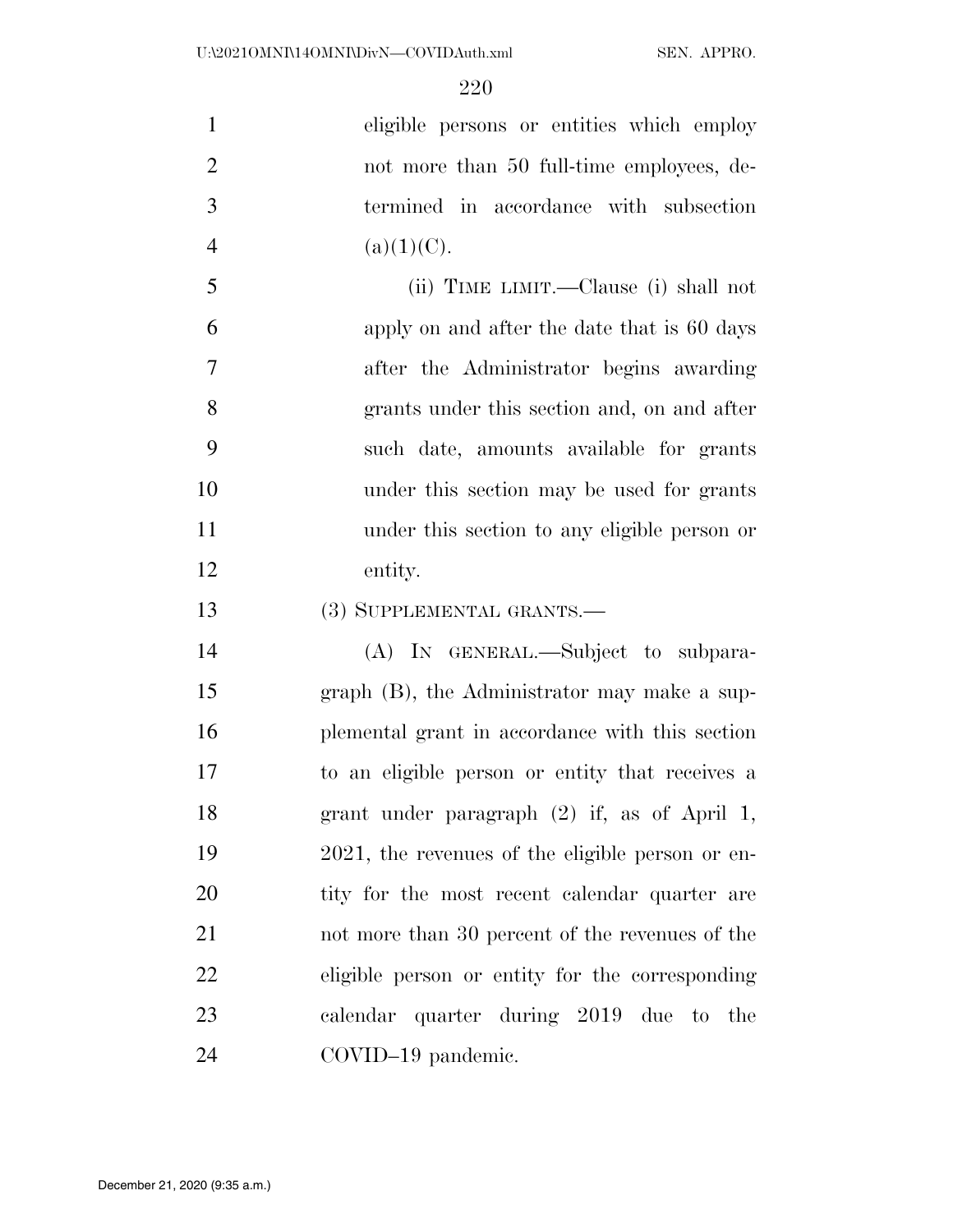eligible persons or entities which employ not more than 50 full-time employees, determined in accordance with subsection (a)(1)(C).

(ii) TIME LIMIT.—Clause (i) shall not apply on and after the date that is 60 days after the Administrator begins awarding grants under this section and, on and after such date, amounts available for grants under this section may be used for grants under this section to any eligible person or entity.

(3) SUPPLEMENTAL GRANTS.—

(A) IN GENERAL.—Subject to subparagraph (B), the Administrator may make a supplemental grant in accordance with this section to an eligible person or entity that receives a grant under paragraph (2) if, as of April 1, 2021, the revenues of the eligible person or entity for the most recent calendar quarter are not more than 30 percent of the revenues of the eligible person or entity for the corresponding calendar quarter during 2019 due to the COVID–19 pandemic.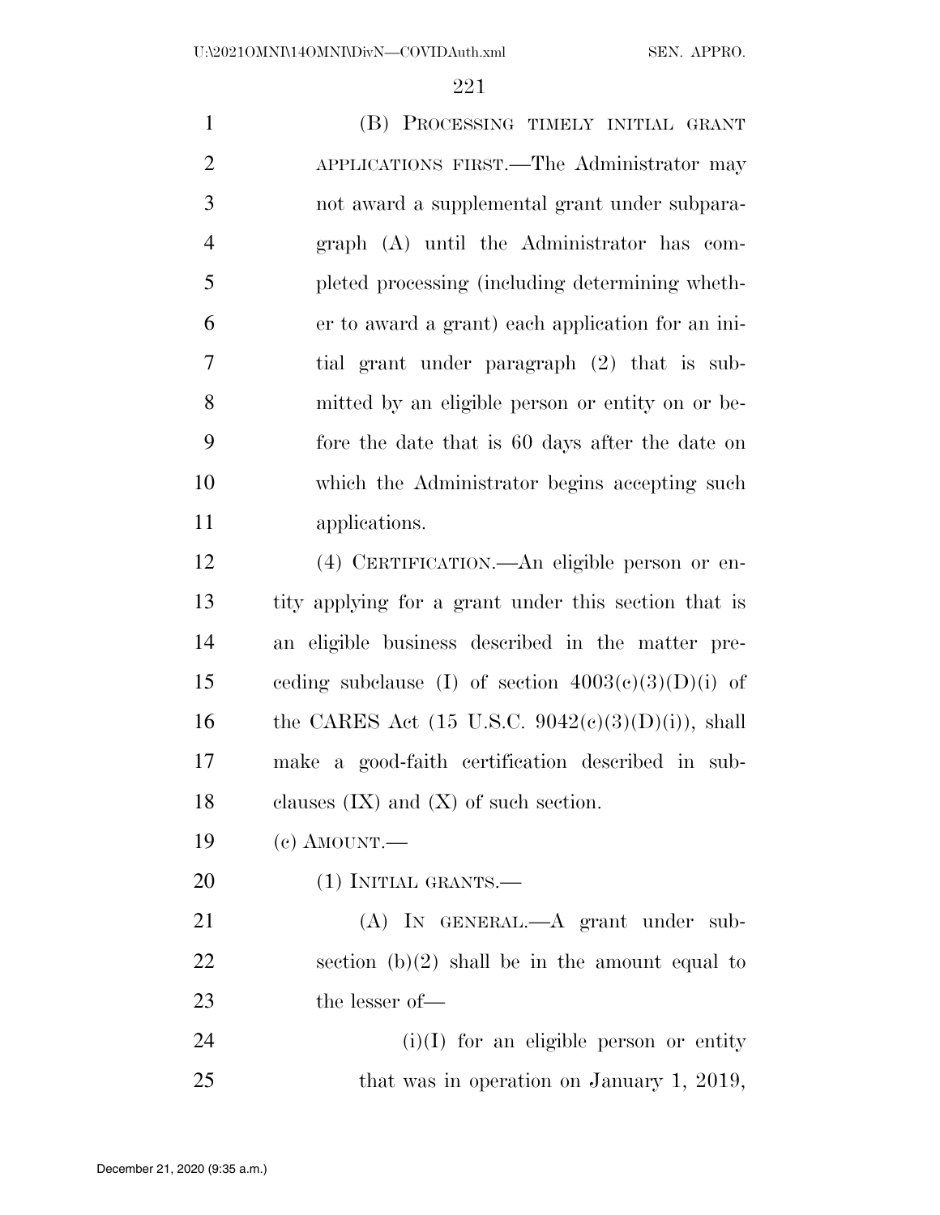(B) PROCESSING TIMELY INITIAL GRANT APPLICATIONS FIRST.—The Administrator may not award a supplemental grant under subparagraph (A) until the Administrator has completed processing (including determining whether to award a grant) each application for an initial grant under paragraph (2) that is submitted by an eligible person or entity on or before the date that is 60 days after the date on which the Administrator begins accepting such applications.

(4) CERTIFICATION.—An eligible person or entity applying for a grant under this section that is an eligible business described in the matter preceding subclause (I) of section 4003(c)(3)(D)(i) of the CARES Act (15 U.S.C. 9042(c)(3)(D)(i)), shall make a good-faith certification described in subclauses (IX) and (X) of such section.

(c) AMOUNT.—

(1) INITIAL GRANTS.—

(A) IN GENERAL.—A grant under subsection (b)(2) shall be in the amount equal to the lesser of—

(i)(I) for an eligible person or entity that was in operation on January 1, 2019,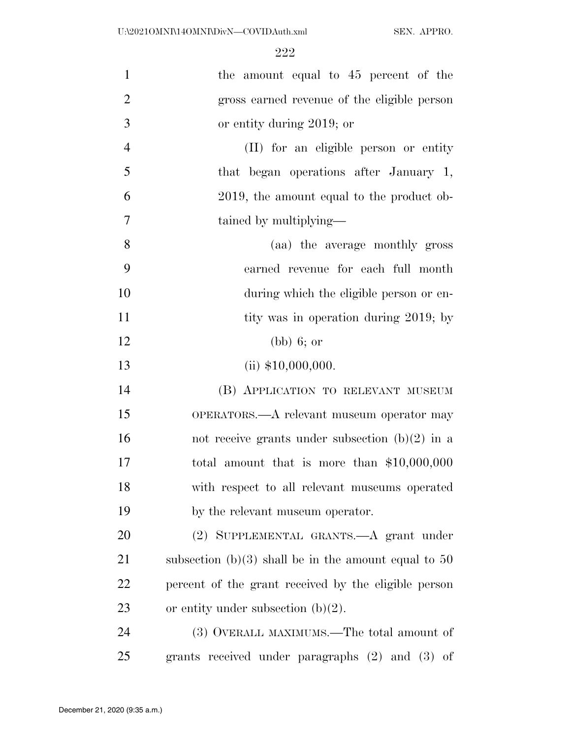the amount equal to 45 percent of the gross earned revenue of the eligible person or entity during 2019; or

(II) for an eligible person or entity that began operations after January 1, 2019, the amount equal to the product obtained by multiplying—

(aa) the average monthly gross earned revenue for each full month during which the eligible person or entity was in operation during 2019; by

(bb) 6; or

(ii) $10,000,000.

(B) APPLICATION TO RELEVANT MUSEUM OPERATORS.—A relevant museum operator may not receive grants under subsection (b)(2) in a total amount that is more than $10,000,000 with respect to all relevant museums operated by the relevant museum operator.

(2) SUPPLEMENTAL GRANTS.—A grant under subsection (b)(3) shall be in the amount equal to 50 percent of the grant received by the eligible person or entity under subsection (b)(2).

(3) OVERALL MAXIMUMS.—The total amount of grants received under paragraphs (2) and (3) of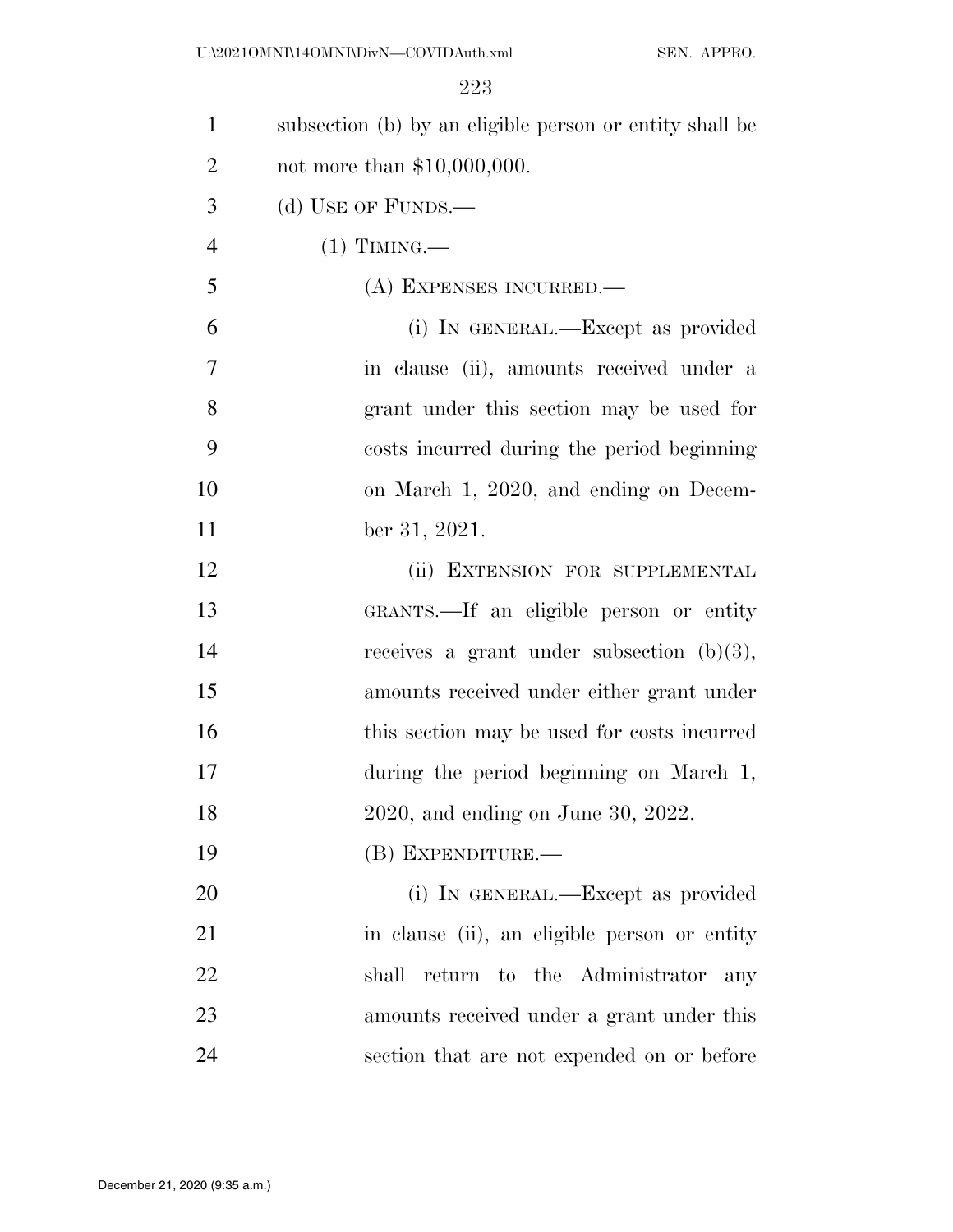subsection (b) by an eligible person or entity shall be not more than $10,000,000.

(d) USE OF FUNDS.—

(1) TIMING.—

(A) EXPENSES INCURRED.—

(i) IN GENERAL.—Except as provided in clause (ii), amounts received under a grant under this section may be used for costs incurred during the period beginning on March 1, 2020, and ending on December 31, 2021.

(ii) EXTENSION FOR SUPPLEMENTAL GRANTS.—If an eligible person or entity receives a grant under subsection (b)(3), amounts received under either grant under this section may be used for costs incurred during the period beginning on March 1, 2020, and ending on June 30, 2022.

(B) EXPENDITURE.—

(i) IN GENERAL.—Except as provided in clause (ii), an eligible person or entity shall return to the Administrator any amounts received under a grant under this section that are not expended on or before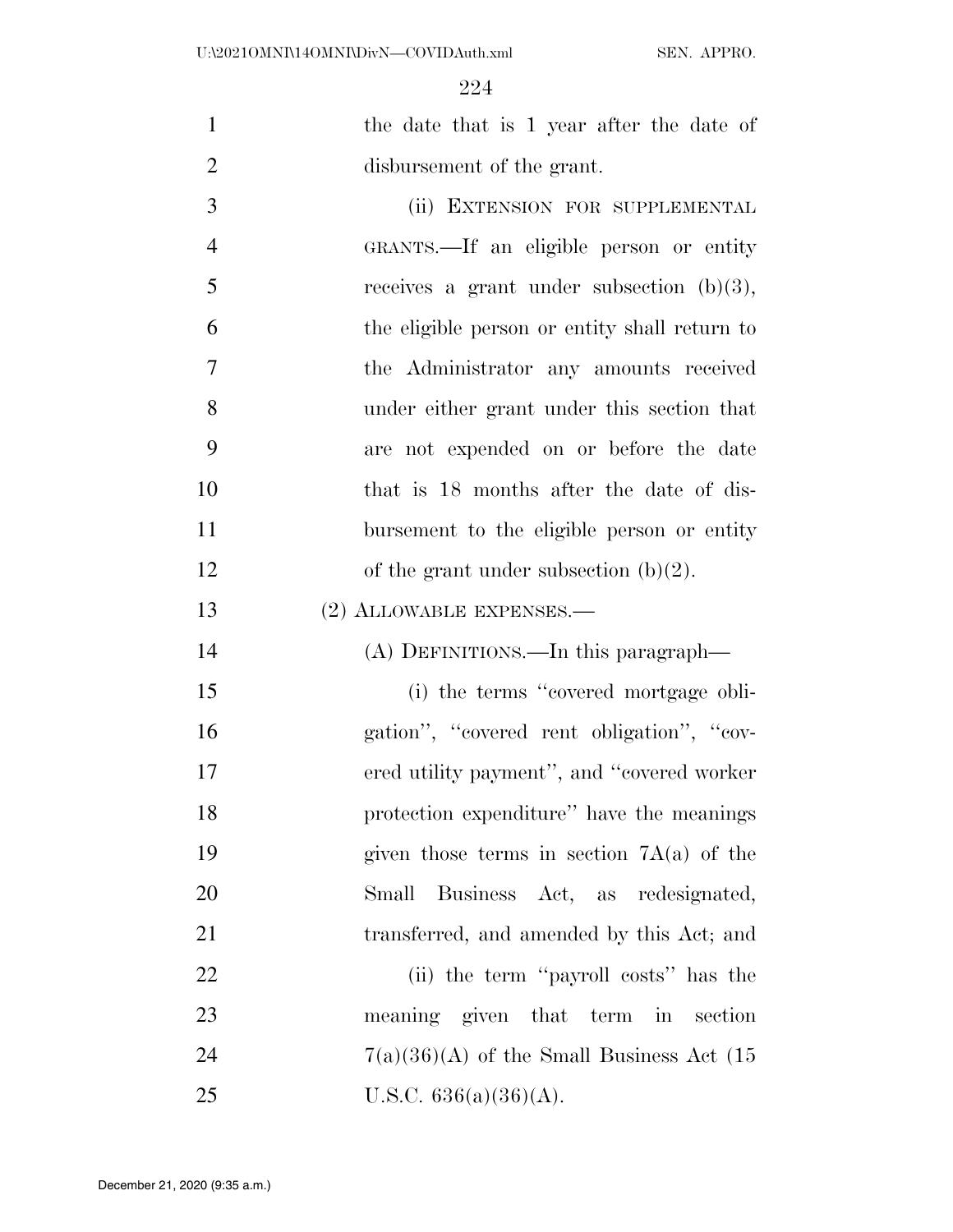the date that is 1 year after the date of disbursement of the grant.

(ii) EXTENSION FOR SUPPLEMENTAL GRANTS.—If an eligible person or entity receives a grant under subsection (b)(3), the eligible person or entity shall return to the Administrator any amounts received under either grant under this section that are not expended on or before the date that is 18 months after the date of disbursement to the eligible person or entity of the grant under subsection (b)(2).

(2) ALLOWABLE EXPENSES.—

(A) DEFINITIONS.—In this paragraph—

(i) the terms ''covered mortgage obligation'', ''covered rent obligation'', ''covered utility payment'', and ''covered worker protection expenditure'' have the meanings given those terms in section 7A(a) of the Small Business Act, as redesignated, transferred, and amended by this Act; and

(ii) the term ''payroll costs'' has the meaning given that term in section 7(a)(36)(A) of the Small Business Act (15 U.S.C. 636(a)(36)(A).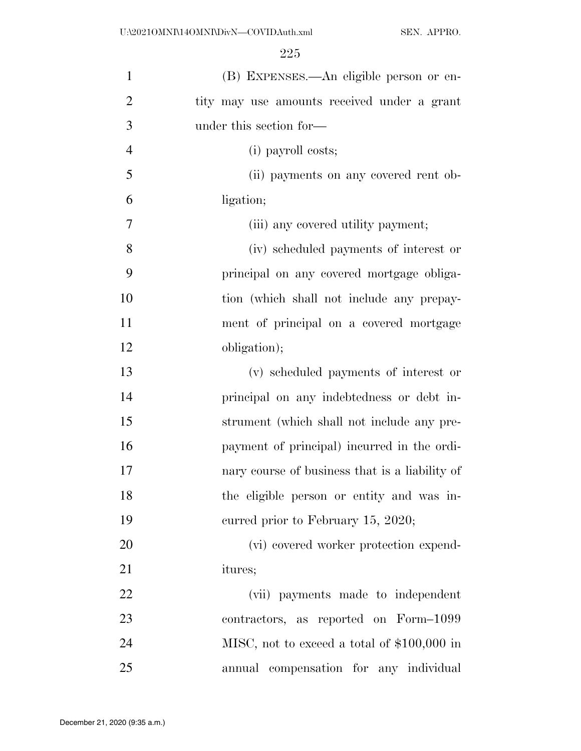(B) EXPENSES.—An eligible person or entity may use amounts received under a grant under this section for—

(i) payroll costs;

(ii) payments on any covered rent obligation;

(iii) any covered utility payment;

(iv) scheduled payments of interest or principal on any covered mortgage obligation (which shall not include any prepayment of principal on a covered mortgage obligation);

(v) scheduled payments of interest or principal on any indebtedness or debt instrument (which shall not include any prepayment of principal) incurred in the ordinary course of business that is a liability of the eligible person or entity and was incurred prior to February 15, 2020;

(vi) covered worker protection expenditures;

(vii) payments made to independent contractors, as reported on Form–1099 MISC, not to exceed a total of $100,000 in annual compensation for any individual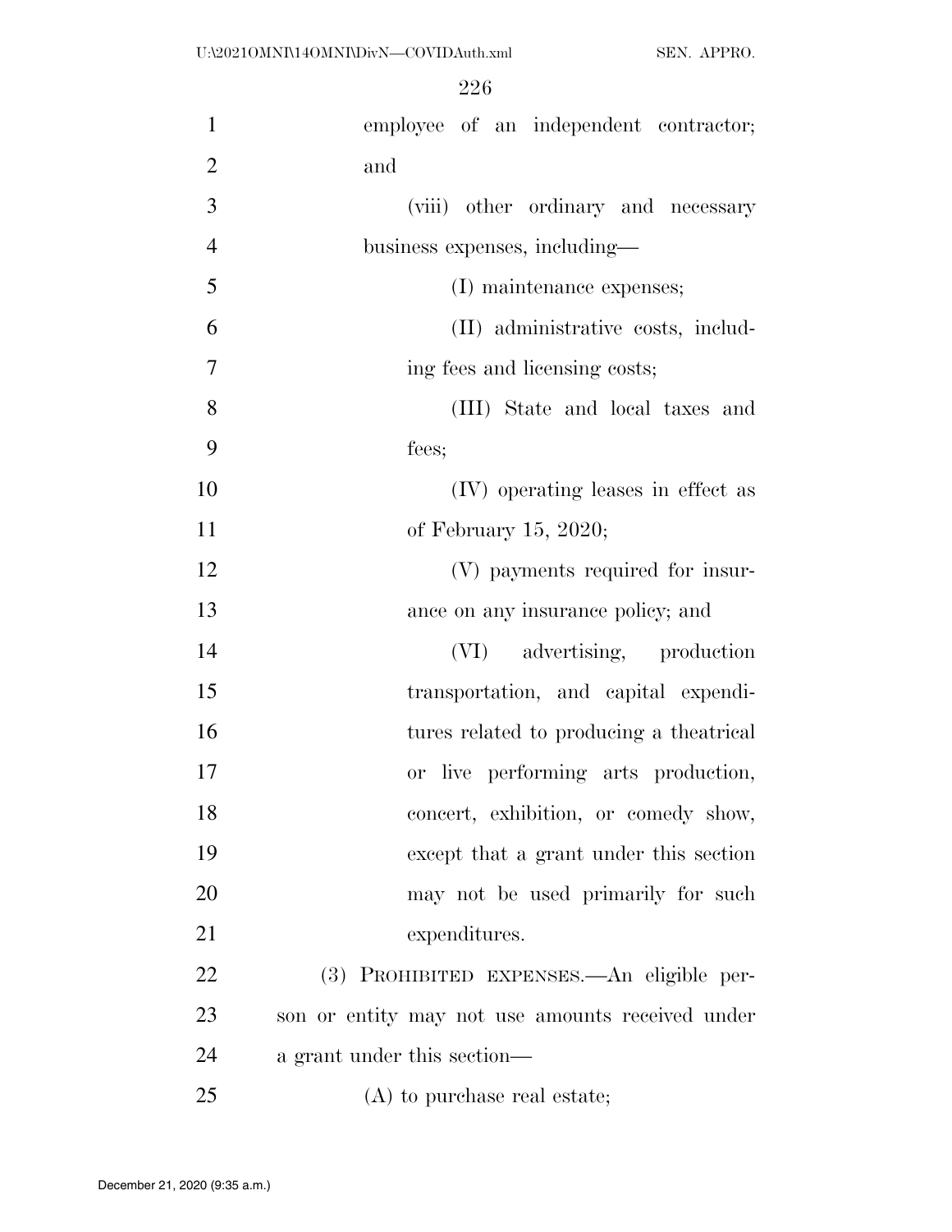employee of an independent contractor; and

(viii) other ordinary and necessary business expenses, including—

(I) maintenance expenses;

(II) administrative costs, including fees and licensing costs;

(III) State and local taxes and fees;

(IV) operating leases in effect as of February 15, 2020;

(V) payments required for insurance on any insurance policy; and

(VI) advertising, production transportation, and capital expenditures related to producing a theatrical or live performing arts production, concert, exhibition, or comedy show, except that a grant under this section may not be used primarily for such expenditures.

(3) PROHIBITED EXPENSES.—An eligible person or entity may not use amounts received under a grant under this section—

(A) to purchase real estate;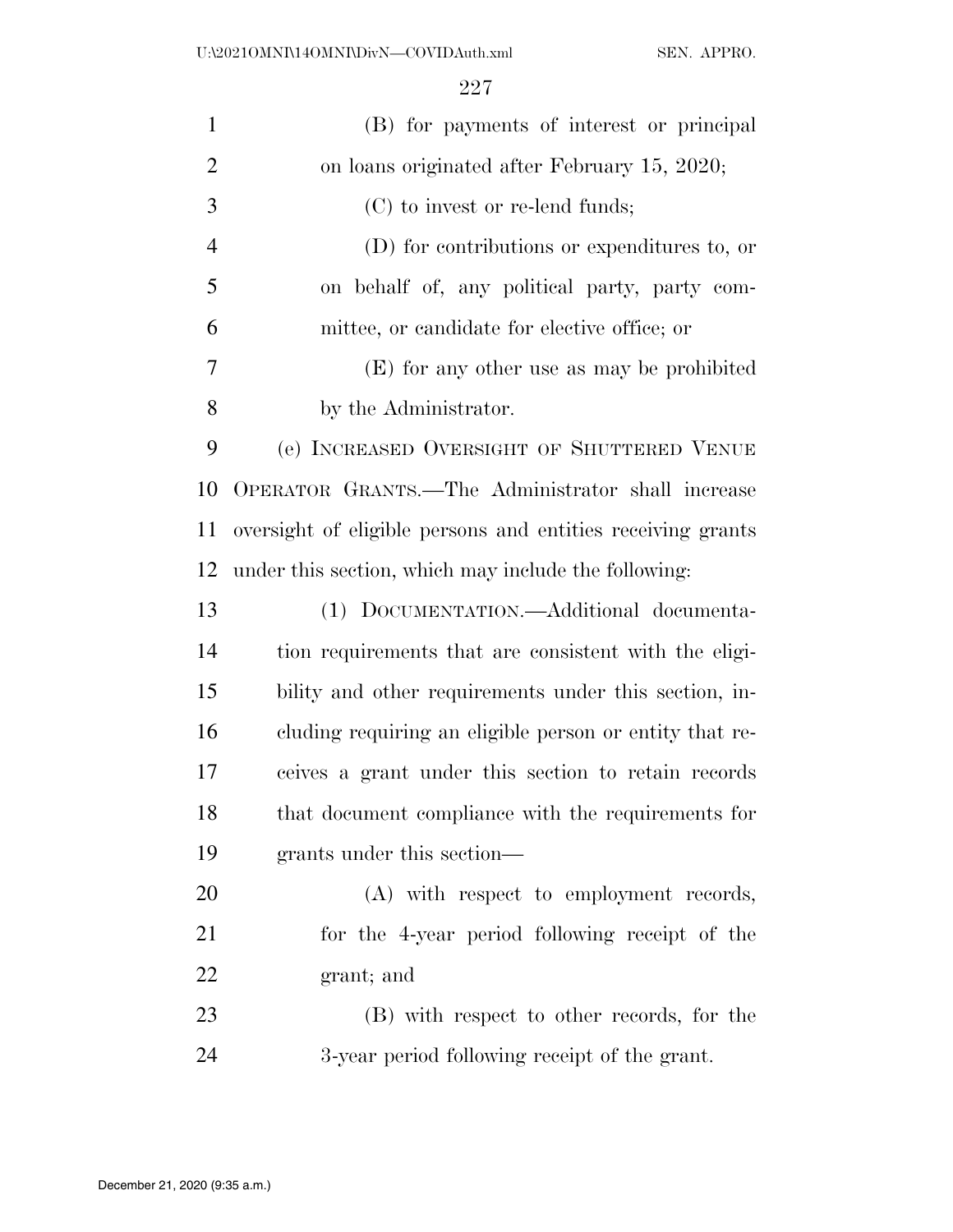(B) for payments of interest or principal on loans originated after February 15, 2020;

(C) to invest or re-lend funds;

(D) for contributions or expenditures to, or on behalf of, any political party, party committee, or candidate for elective office; or

(E) for any other use as may be prohibited by the Administrator.

(e) INCREASED OVERSIGHT OF SHUTTERED VENUE OPERATOR GRANTS.—The Administrator shall increase oversight of eligible persons and entities receiving grants under this section, which may include the following:

(1) DOCUMENTATION.—Additional documentation requirements that are consistent with the eligibility and other requirements under this section, including requiring an eligible person or entity that receives a grant under this section to retain records that document compliance with the requirements for grants under this section—

(A) with respect to employment records, for the 4-year period following receipt of the grant; and

(B) with respect to other records, for the 3-year period following receipt of the grant.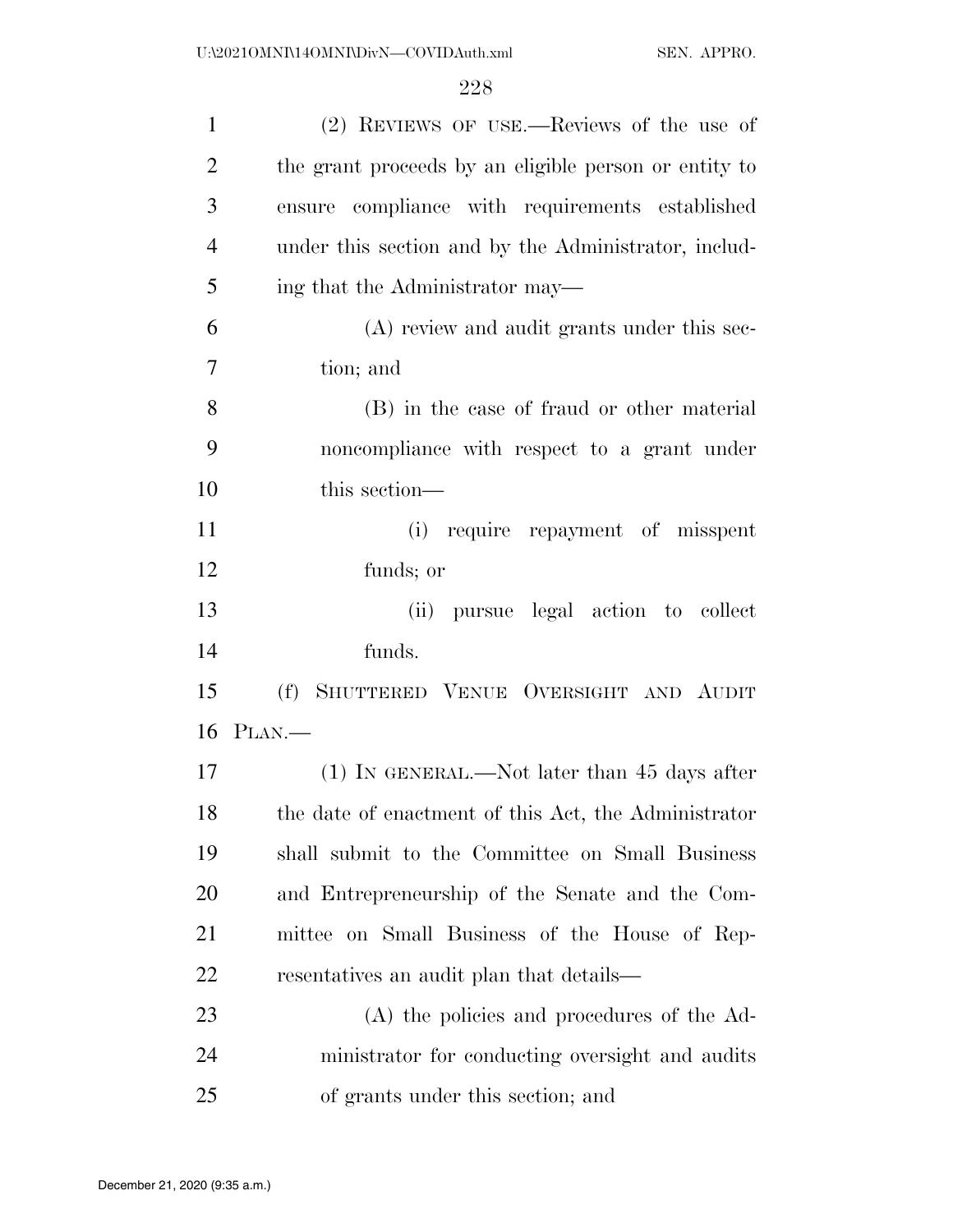(2) REVIEWS OF USE.—Reviews of the use of the grant proceeds by an eligible person or entity to ensure compliance with requirements established under this section and by the Administrator, including that the Administrator may—

(A) review and audit grants under this section; and

(B) in the case of fraud or other material noncompliance with respect to a grant under this section—

(i) require repayment of misspent funds; or

(ii) pursue legal action to collect funds.

(f) SHUTTERED VENUE OVERSIGHT AND AUDIT PLAN.—

(1) IN GENERAL.—Not later than 45 days after the date of enactment of this Act, the Administrator shall submit to the Committee on Small Business and Entrepreneurship of the Senate and the Committee on Small Business of the House of Representatives an audit plan that details—

(A) the policies and procedures of the Administrator for conducting oversight and audits of grants under this section; and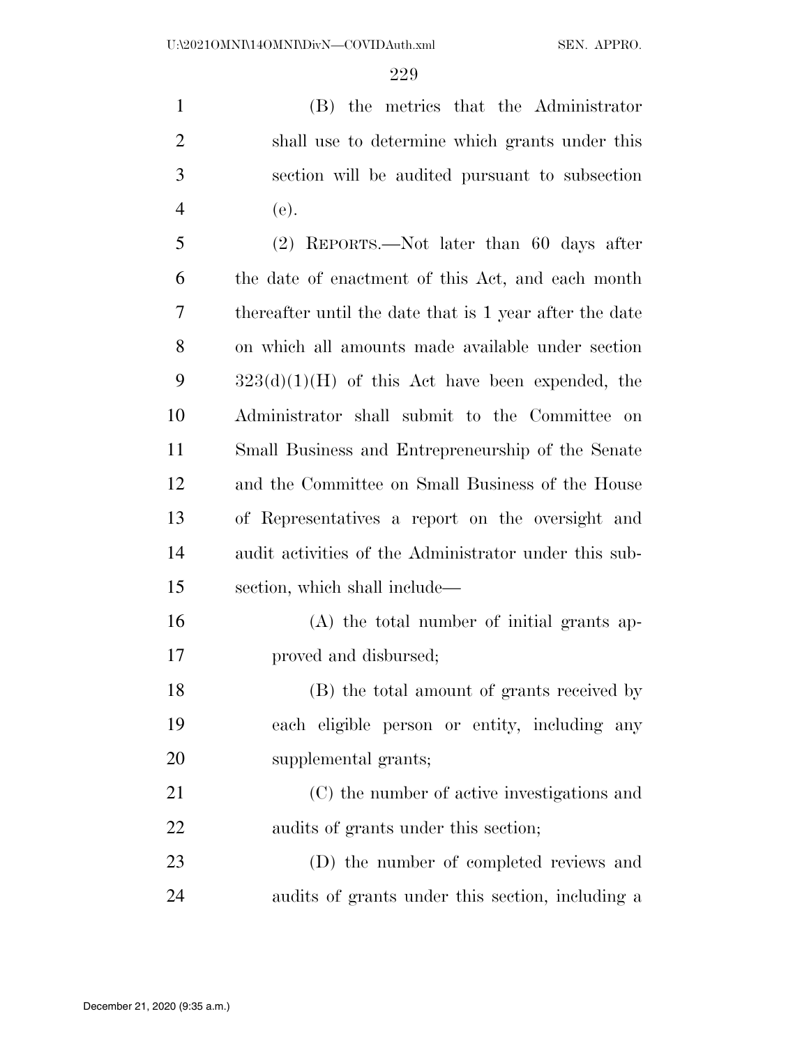(B) the metrics that the Administrator shall use to determine which grants under this section will be audited pursuant to subsection (e).

(2) REPORTS.—Not later than 60 days after the date of enactment of this Act, and each month thereafter until the date that is 1 year after the date on which all amounts made available under section 323(d)(1)(H) of this Act have been expended, the Administrator shall submit to the Committee on Small Business and Entrepreneurship of the Senate and the Committee on Small Business of the House of Representatives a report on the oversight and audit activities of the Administrator under this subsection, which shall include—

(A) the total number of initial grants approved and disbursed;

(B) the total amount of grants received by each eligible person or entity, including any supplemental grants;

(C) the number of active investigations and audits of grants under this section;

(D) the number of completed reviews and audits of grants under this section, including a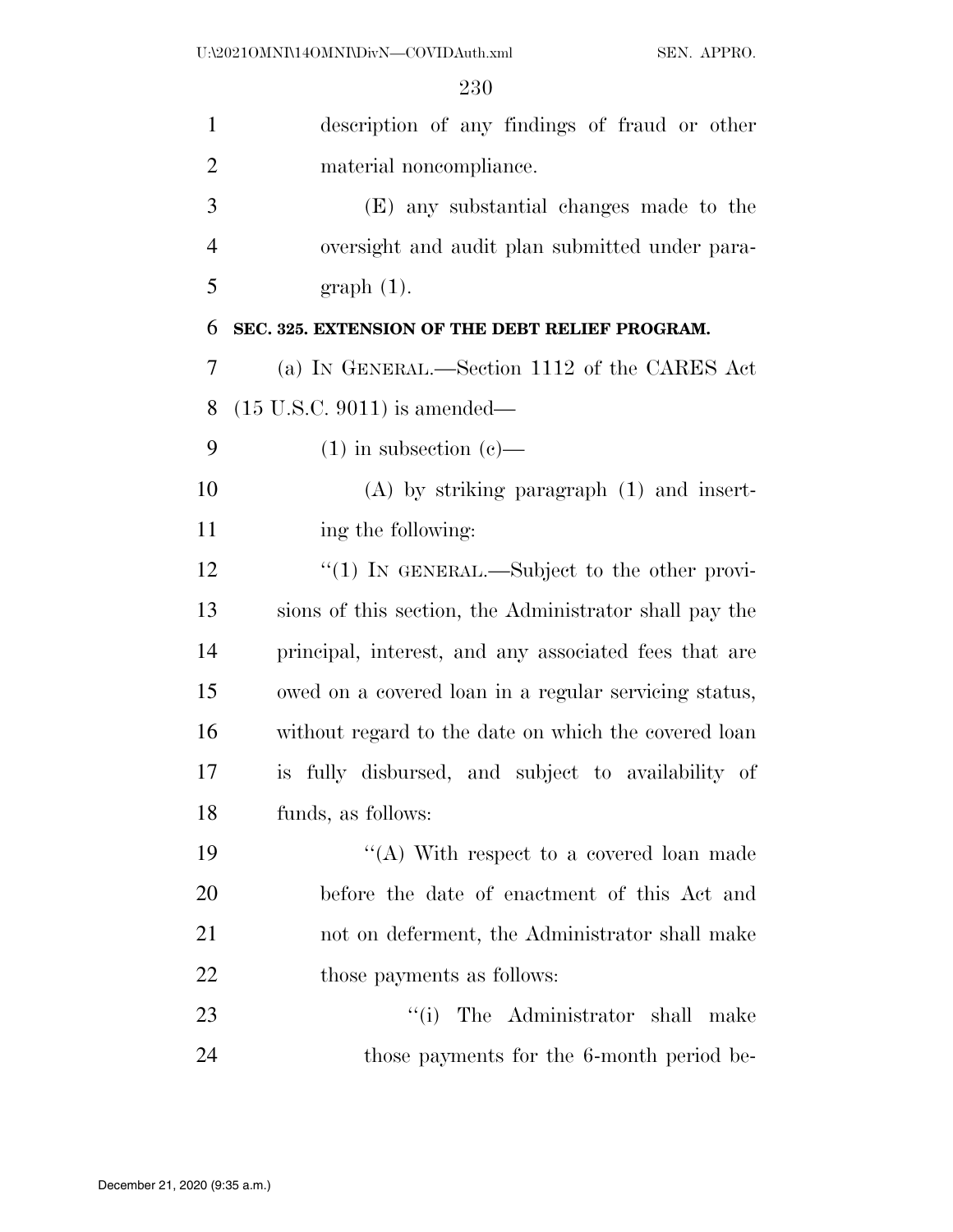description of any findings of fraud or other material noncompliance.

(E) any substantial changes made to the oversight and audit plan submitted under paragraph (1).

**SEC. 325. EXTENSION OF THE DEBT RELIEF PROGRAM.**

(a) IN GENERAL.—Section 1112 of the CARES Act (15 U.S.C. 9011) is amended—

(1) in subsection (c)—

(A) by striking paragraph (1) and inserting the following:

"(1) IN GENERAL.—Subject to the other provisions of this section, the Administrator shall pay the principal, interest, and any associated fees that are owed on a covered loan in a regular servicing status, without regard to the date on which the covered loan is fully disbursed, and subject to availability of funds, as follows:

"(A) With respect to a covered loan made before the date of enactment of this Act and not on deferment, the Administrator shall make those payments as follows:

"(i) The Administrator shall make those payments for the 6-month period be-